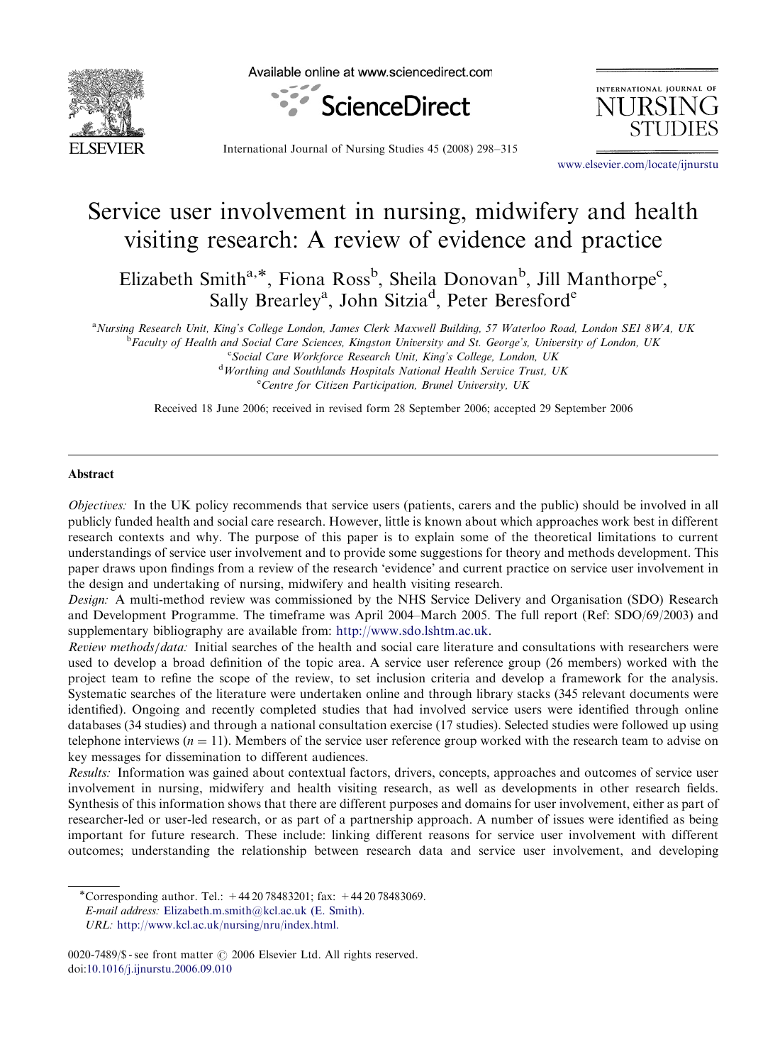# Service user involvement in nursing, midwifery and health visiting research: A review of evidence and practice

Elizabeth Smith[a,*], Fiona Ross[b], Sheila Donovan[b], Jill Manthorpe[c], Sally Brearley[a], John Sitzia[d], Peter Beresford[e]

[a] *Nursing Research Unit, King's College London, James Clerk Maxwell Building, 57 Waterloo Road, London SE1 8WA, UK*
[b] *Faculty of Health and Social Care Sciences, Kingston University and St. George's, University of London, UK*
[c] *Social Care Workforce Research Unit, King's College, London, UK*
[d] *Worthing and Southlands Hospitals National Health Service Trust, UK*
[e] *Centre for Citizen Participation, Brunel University, UK*

Received 18 June 2006; received in revised form 28 September 2006; accepted 29 September 2006

## Abstract

*Objectives:* In the UK policy recommends that service users (patients, carers and the public) should be involved in all publicly funded health and social care research. However, little is known about which approaches work best in different research contexts and why. The purpose of this paper is to explain some of the theoretical limitations to current understandings of service user involvement and to provide some suggestions for theory and methods development. This paper draws upon findings from a review of the research 'evidence' and current practice on service user involvement in the design and undertaking of nursing, midwifery and health visiting research.

*Design:* A multi-method review was commissioned by the NHS Service Delivery and Organisation (SDO) Research and Development Programme. The timeframe was April 2004–March 2005. The full report (Ref: SDO/69/2003) and supplementary bibliography are available from: http://www.sdo.lshtm.ac.uk.

*Review methods/data:* Initial searches of the health and social care literature and consultations with researchers were used to develop a broad definition of the topic area. A service user reference group (26 members) worked with the project team to refine the scope of the review, to set inclusion criteria and develop a framework for the analysis. Systematic searches of the literature were undertaken online and through library stacks (345 relevant documents were identified). Ongoing and recently completed studies that had involved service users were identified through online databases (34 studies) and through a national consultation exercise (17 studies). Selected studies were followed up using telephone interviews ($n = 11$). Members of the service user reference group worked with the research team to advise on key messages for dissemination to different audiences.

*Results:* Information was gained about contextual factors, drivers, concepts, approaches and outcomes of service user involvement in nursing, midwifery and health visiting research, as well as developments in other research fields. Synthesis of this information shows that there are different purposes and domains for user involvement, either as part of researcher-led or user-led research, or as part of a partnership approach. A number of issues were identified as being important for future research. These include: linking different reasons for service user involvement with different outcomes; understanding the relationship between research data and service user involvement, and developing

---

*Corresponding author. Tel.: +44 20 78483201; fax: +44 20 78483069.
*E-mail address:* Elizabeth.m.smith@kcl.ac.uk (E. Smith).
*URL:* http://www.kcl.ac.uk/nursing/nru/index.html.

0020-7489/$ - see front matter © 2006 Elsevier Ltd. All rights reserved.
doi:10.1016/j.ijnurstu.2006.09.010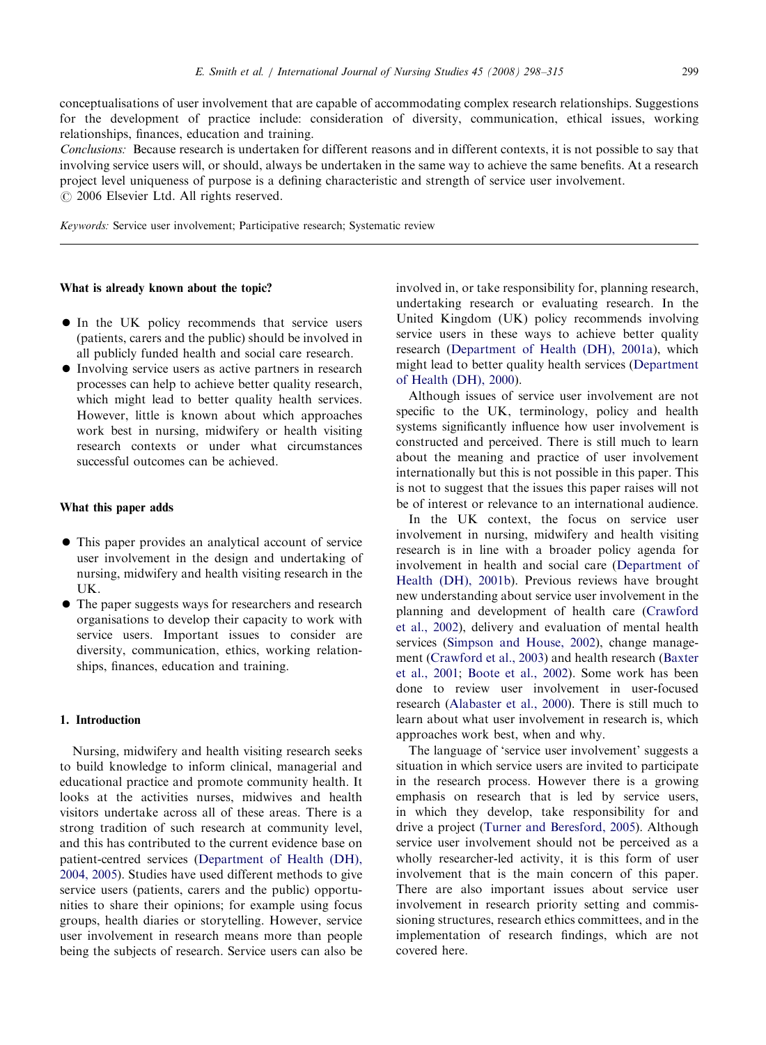conceptualisations of user involvement that are capable of accommodating complex research relationships. Suggestions for the development of practice include: consideration of diversity, communication, ethical issues, working relationships, finances, education and training.

*Conclusions:* Because research is undertaken for different reasons and in different contexts, it is not possible to say that involving service users will, or should, always be undertaken in the same way to achieve the same benefits. At a research project level uniqueness of purpose is a defining characteristic and strength of service user involvement.

© 2006 Elsevier Ltd. All rights reserved.

*Keywords:* Service user involvement; Participative research; Systematic review

**What is already known about the topic?**

- In the UK policy recommends that service users (patients, carers and the public) should be involved in all publicly funded health and social care research.
- Involving service users as active partners in research processes can help to achieve better quality research, which might lead to better quality health services. However, little is known about which approaches work best in nursing, midwifery or health visiting research contexts or under what circumstances successful outcomes can be achieved.

**What this paper adds**

- This paper provides an analytical account of service user involvement in the design and undertaking of nursing, midwifery and health visiting research in the UK.
- The paper suggests ways for researchers and research organisations to develop their capacity to work with service users. Important issues to consider are diversity, communication, ethics, working relationships, finances, education and training.

## 1. Introduction

Nursing, midwifery and health visiting research seeks to build knowledge to inform clinical, managerial and educational practice and promote community health. It looks at the activities nurses, midwives and health visitors undertake across all of these areas. There is a strong tradition of such research at community level, and this has contributed to the current evidence base on patient-centred services (Department of Health (DH), 2004, 2005). Studies have used different methods to give service users (patients, carers and the public) opportunities to share their opinions; for example using focus groups, health diaries or storytelling. However, service user involvement in research means more than people being the subjects of research. Service users can also be involved in, or take responsibility for, planning research, undertaking research or evaluating research. In the United Kingdom (UK) policy recommends involving service users in these ways to achieve better quality research (Department of Health (DH), 2001a), which might lead to better quality health services (Department of Health (DH), 2000).

Although issues of service user involvement are not specific to the UK, terminology, policy and health systems significantly influence how user involvement is constructed and perceived. There is still much to learn about the meaning and practice of user involvement internationally but this is not possible in this paper. This is not to suggest that the issues this paper raises will not be of interest or relevance to an international audience.

In the UK context, the focus on service user involvement in nursing, midwifery and health visiting research is in line with a broader policy agenda for involvement in health and social care (Department of Health (DH), 2001b). Previous reviews have brought new understanding about service user involvement in the planning and development of health care (Crawford et al., 2002), delivery and evaluation of mental health services (Simpson and House, 2002), change management (Crawford et al., 2003) and health research (Baxter et al., 2001; Boote et al., 2002). Some work has been done to review user involvement in user-focused research (Alabaster et al., 2000). There is still much to learn about what user involvement in research is, which approaches work best, when and why.

The language of 'service user involvement' suggests a situation in which service users are invited to participate in the research process. However there is a growing emphasis on research that is led by service users, in which they develop, take responsibility for and drive a project (Turner and Beresford, 2005). Although service user involvement should not be perceived as a wholly researcher-led activity, it is this form of user involvement that is the main concern of this paper. There are also important issues about service user involvement in research priority setting and commissioning structures, research ethics committees, and in the implementation of research findings, which are not covered here.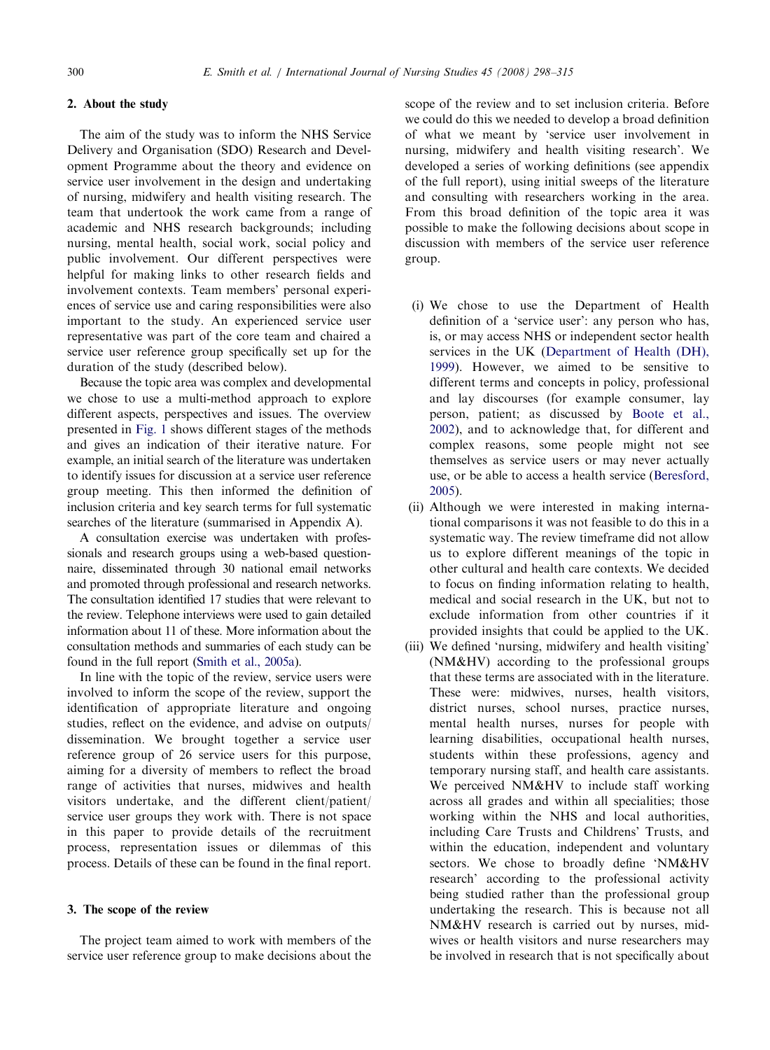## 2. About the study

The aim of the study was to inform the NHS Service Delivery and Organisation (SDO) Research and Development Programme about the theory and evidence on service user involvement in the design and undertaking of nursing, midwifery and health visiting research. The team that undertook the work came from a range of academic and NHS research backgrounds; including nursing, mental health, social work, social policy and public involvement. Our different perspectives were helpful for making links to other research fields and involvement contexts. Team members' personal experiences of service use and caring responsibilities were also important to the study. An experienced service user representative was part of the core team and chaired a service user reference group specifically set up for the duration of the study (described below).

Because the topic area was complex and developmental we chose to use a multi-method approach to explore different aspects, perspectives and issues. The overview presented in Fig. 1 shows different stages of the methods and gives an indication of their iterative nature. For example, an initial search of the literature was undertaken to identify issues for discussion at a service user reference group meeting. This then informed the definition of inclusion criteria and key search terms for full systematic searches of the literature (summarised in Appendix A).

A consultation exercise was undertaken with professionals and research groups using a web-based questionnaire, disseminated through 30 national email networks and promoted through professional and research networks. The consultation identified 17 studies that were relevant to the review. Telephone interviews were used to gain detailed information about 11 of these. More information about the consultation methods and summaries of each study can be found in the full report (Smith et al., 2005a).

In line with the topic of the review, service users were involved to inform the scope of the review, support the identification of appropriate literature and ongoing studies, reflect on the evidence, and advise on outputs/dissemination. We brought together a service user reference group of 26 service users for this purpose, aiming for a diversity of members to reflect the broad range of activities that nurses, midwives and health visitors undertake, and the different client/patient/service user groups they work with. There is not space in this paper to provide details of the recruitment process, representation issues or dilemmas of this process. Details of these can be found in the final report.

## 3. The scope of the review

The project team aimed to work with members of the service user reference group to make decisions about the scope of the review and to set inclusion criteria. Before we could do this we needed to develop a broad definition of what we meant by 'service user involvement in nursing, midwifery and health visiting research'. We developed a series of working definitions (see appendix of the full report), using initial sweeps of the literature and consulting with researchers working in the area. From this broad definition of the topic area it was possible to make the following decisions about scope in discussion with members of the service user reference group.

(i) We chose to use the Department of Health definition of a 'service user': any person who has, is, or may access NHS or independent sector health services in the UK (Department of Health (DH), 1999). However, we aimed to be sensitive to different terms and concepts in policy, professional and lay discourses (for example consumer, lay person, patient; as discussed by Boote et al., 2002), and to acknowledge that, for different and complex reasons, some people might not see themselves as service users or may never actually use, or be able to access a health service (Beresford, 2005).

(ii) Although we were interested in making international comparisons it was not feasible to do this in a systematic way. The review timeframe did not allow us to explore different meanings of the topic in other cultural and health care contexts. We decided to focus on finding information relating to health, medical and social research in the UK, but not to exclude information from other countries if it provided insights that could be applied to the UK.

(iii) We defined 'nursing, midwifery and health visiting' (NM&HV) according to the professional groups that these terms are associated with in the literature. These were: midwives, nurses, health visitors, district nurses, school nurses, practice nurses, mental health nurses, nurses for people with learning disabilities, occupational health nurses, students within these professions, agency and temporary nursing staff, and health care assistants. We perceived NM&HV to include staff working across all grades and within all specialities; those working within the NHS and local authorities, including Care Trusts and Childrens' Trusts, and within the education, independent and voluntary sectors. We chose to broadly define 'NM&HV research' according to the professional activity being studied rather than the professional group undertaking the research. This is because not all NM&HV research is carried out by nurses, midwives or health visitors and nurse researchers may be involved in research that is not specifically about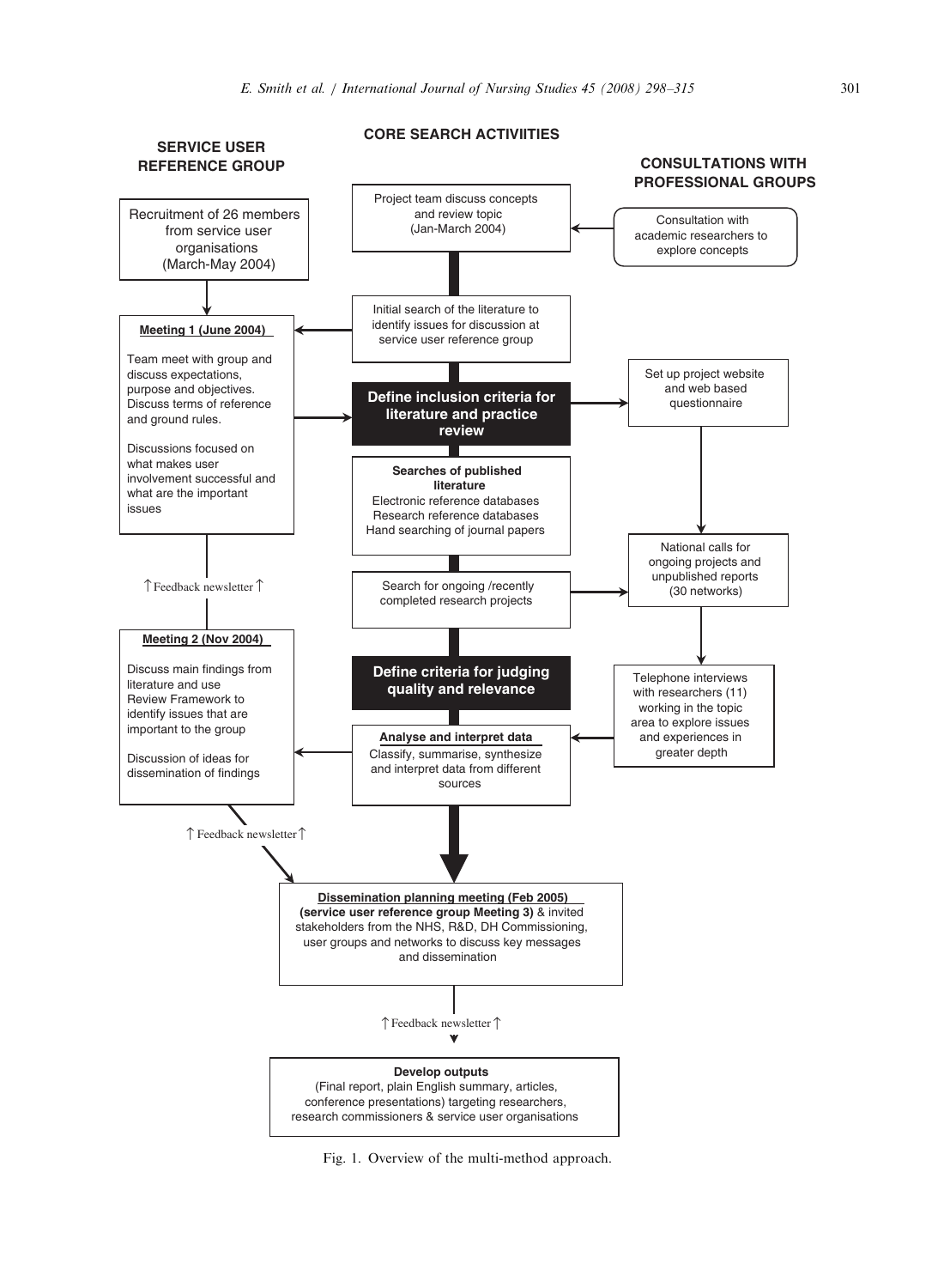**SERVICE USER REFERENCE GROUP**

**CORE SEARCH ACTIVIITIES**

**CONSULTATIONS WITH PROFESSIONAL GROUPS**

Recruitment of 26 members from service user organisations (March-May 2004)

Project team discuss concepts and review topic (Jan-March 2004)

Consultation with academic researchers to explore concepts

**Meeting 1 (June 2004)**

Team meet with group and discuss expectations, purpose and objectives. Discuss terms of reference and ground rules.

Discussions focused on what makes user involvement successful and what are the important issues

Initial search of the literature to identify issues for discussion at service user reference group

**Define inclusion criteria for literature and practice review**

Set up project website and web based questionnaire

**Searches of published literature**
Electronic reference databases
Research reference databases
Hand searching of journal papers

National calls for ongoing projects and unpublished reports (30 networks)

↑Feedback newsletter↑

Search for ongoing /recently completed research projects

**Meeting 2 (Nov 2004)**

Discuss main findings from literature and use Review Framework to identify issues that are important to the group

Discussion of ideas for dissemination of findings

**Define criteria for judging quality and relevance**

Telephone interviews with researchers (11) working in the topic area to explore issues and experiences in greater depth

**Analyse and interpret data**
Classify, summarise, synthesize and interpret data from different sources

↑Feedback newsletter↑

**Dissemination planning meeting (Feb 2005)**
**(service user reference group Meeting 3)** & invited stakeholders from the NHS, R&D, DH Commissioning, user groups and networks to discuss key messages and dissemination

↑Feedback newsletter↑

**Develop outputs**
(Final report, plain English summary, articles, conference presentations) targeting researchers, research commissioners & service user organisations

Fig. 1. Overview of the multi-method approach.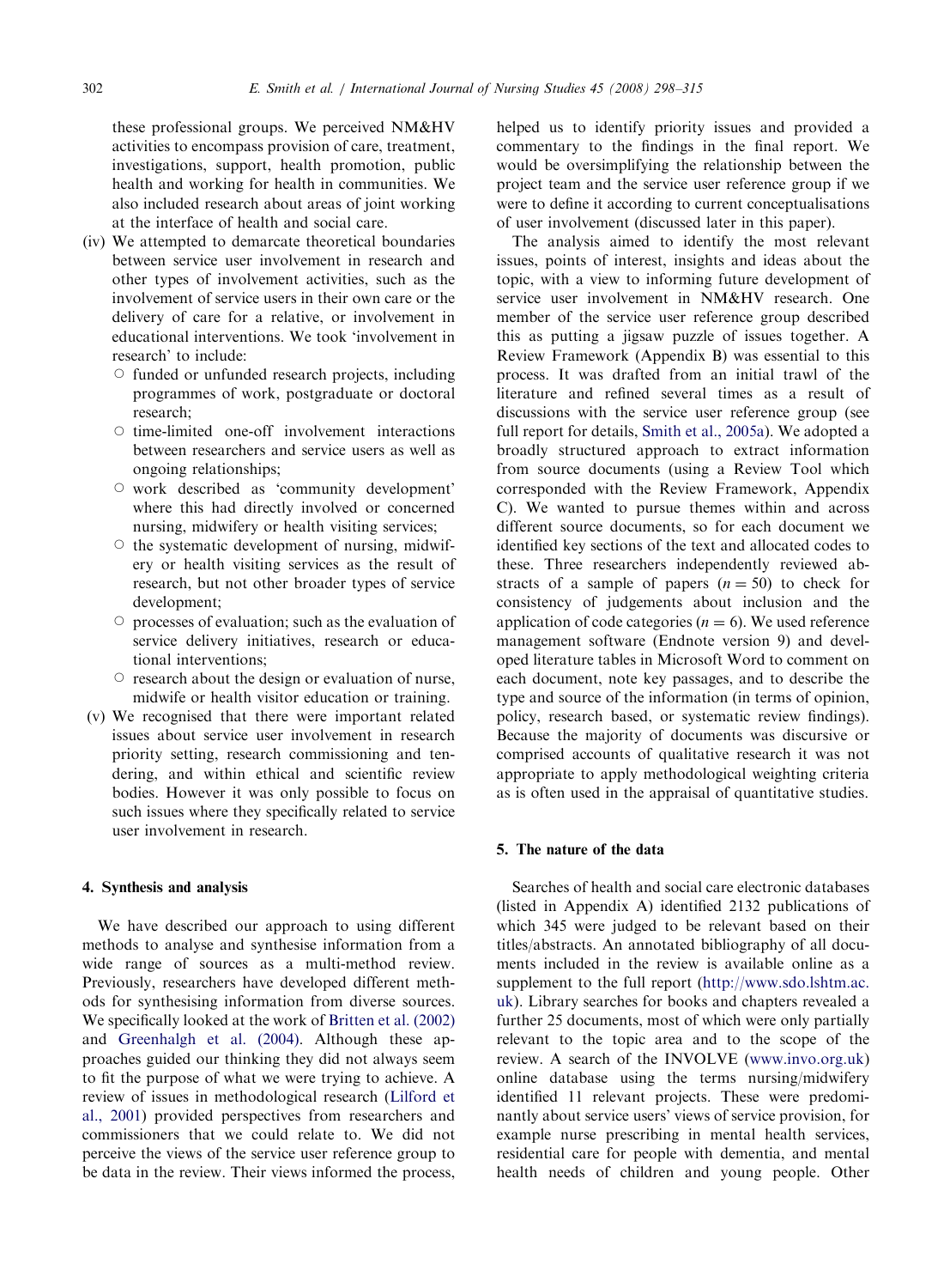these professional groups. We perceived NM&HV activities to encompass provision of care, treatment, investigations, support, health promotion, public health and working for health in communities. We also included research about areas of joint working at the interface of health and social care.

(iv) We attempted to demarcate theoretical boundaries between service user involvement in research and other types of involvement activities, such as the involvement of service users in their own care or the delivery of care for a relative, or involvement in educational interventions. We took 'involvement in research' to include:
   - funded or unfunded research projects, including programmes of work, postgraduate or doctoral research;
   - time-limited one-off involvement interactions between researchers and service users as well as ongoing relationships;
   - work described as 'community development' where this had directly involved or concerned nursing, midwifery or health visiting services;
   - the systematic development of nursing, midwifery or health visiting services as the result of research, but not other broader types of service development;
   - processes of evaluation; such as the evaluation of service delivery initiatives, research or educational interventions;
   - research about the design or evaluation of nurse, midwife or health visitor education or training.

(v) We recognised that there were important related issues about service user involvement in research priority setting, research commissioning and tendering, and within ethical and scientific review bodies. However it was only possible to focus on such issues where they specifically related to service user involvement in research.

## 4. Synthesis and analysis

We have described our approach to using different methods to analyse and synthesise information from a wide range of sources as a multi-method review. Previously, researchers have developed different methods for synthesising information from diverse sources. We specifically looked at the work of Britten et al. (2002) and Greenhalgh et al. (2004). Although these approaches guided our thinking they did not always seem to fit the purpose of what we were trying to achieve. A review of issues in methodological research (Lilford et al., 2001) provided perspectives from researchers and commissioners that we could relate to. We did not perceive the views of the service user reference group to be data in the review. Their views informed the process, helped us to identify priority issues and provided a commentary to the findings in the final report. We would be oversimplifying the relationship between the project team and the service user reference group if we were to define it according to current conceptualisations of user involvement (discussed later in this paper).

The analysis aimed to identify the most relevant issues, points of interest, insights and ideas about the topic, with a view to informing future development of service user involvement in NM&HV research. One member of the service user reference group described this as putting a jigsaw puzzle of issues together. A Review Framework (Appendix B) was essential to this process. It was drafted from an initial trawl of the literature and refined several times as a result of discussions with the service user reference group (see full report for details, Smith et al., 2005a). We adopted a broadly structured approach to extract information from source documents (using a Review Tool which corresponded with the Review Framework, Appendix C). We wanted to pursue themes within and across different source documents, so for each document we identified key sections of the text and allocated codes to these. Three researchers independently reviewed abstracts of a sample of papers ($n = 50$) to check for consistency of judgements about inclusion and the application of code categories ($n = 6$). We used reference management software (Endnote version 9) and developed literature tables in Microsoft Word to comment on each document, note key passages, and to describe the type and source of the information (in terms of opinion, policy, research based, or systematic review findings). Because the majority of documents was discursive or comprised accounts of qualitative research it was not appropriate to apply methodological weighting criteria as is often used in the appraisal of quantitative studies.

## 5. The nature of the data

Searches of health and social care electronic databases (listed in Appendix A) identified 2132 publications of which 345 were judged to be relevant based on their titles/abstracts. An annotated bibliography of all documents included in the review is available online as a supplement to the full report (http://www.sdo.lshtm.ac.uk). Library searches for books and chapters revealed a further 25 documents, most of which were only partially relevant to the topic area and to the scope of the review. A search of the INVOLVE (www.invo.org.uk) online database using the terms nursing/midwifery identified 11 relevant projects. These were predominantly about service users' views of service provision, for example nurse prescribing in mental health services, residential care for people with dementia, and mental health needs of children and young people. Other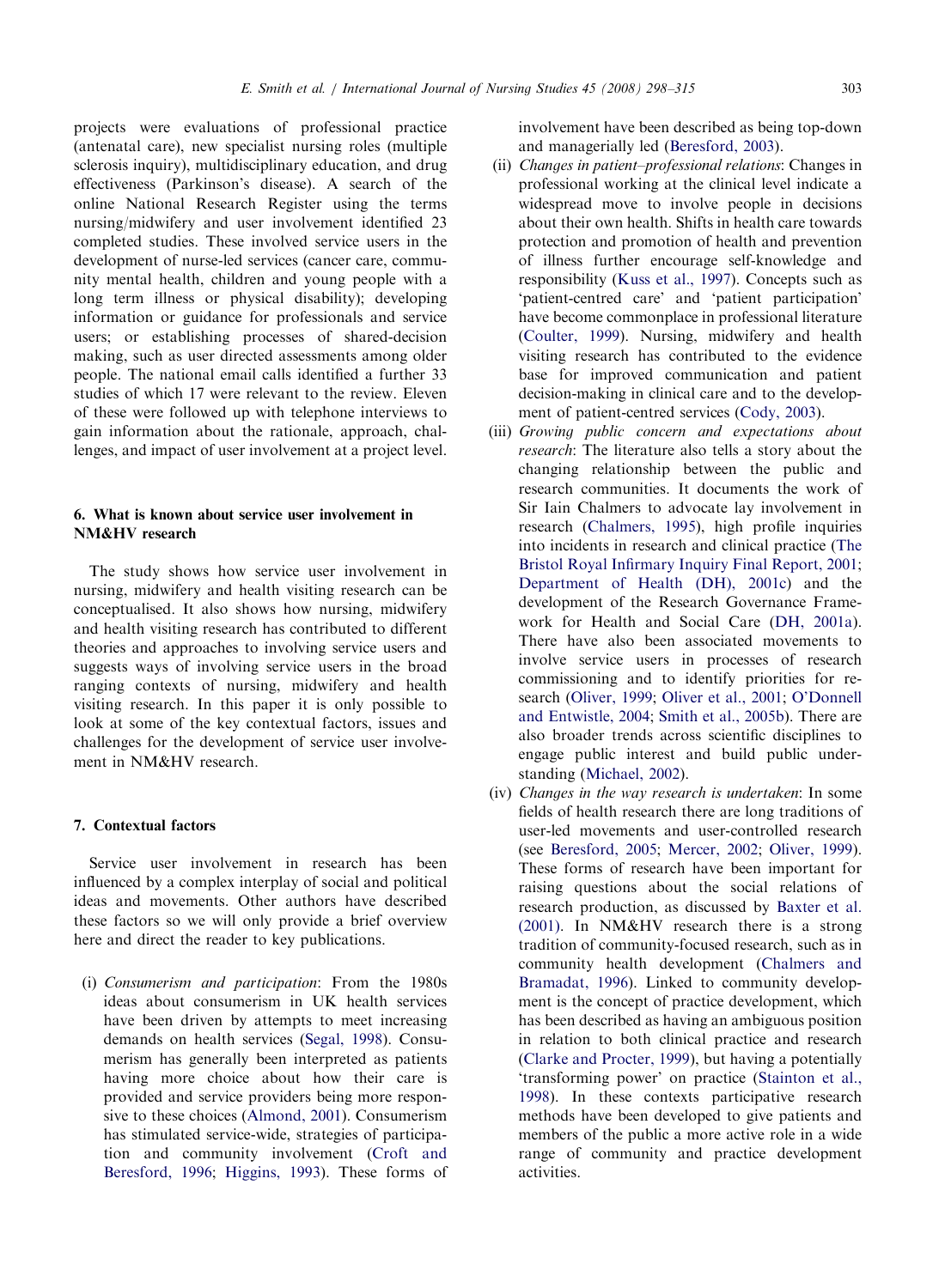projects were evaluations of professional practice (antenatal care), new specialist nursing roles (multiple sclerosis inquiry), multidisciplinary education, and drug effectiveness (Parkinson's disease). A search of the online National Research Register using the terms nursing/midwifery and user involvement identified 23 completed studies. These involved service users in the development of nurse-led services (cancer care, community mental health, children and young people with a long term illness or physical disability); developing information or guidance for professionals and service users; or establishing processes of shared-decision making, such as user directed assessments among older people. The national email calls identified a further 33 studies of which 17 were relevant to the review. Eleven of these were followed up with telephone interviews to gain information about the rationale, approach, challenges, and impact of user involvement at a project level.

## 6. What is known about service user involvement in NM&HV research

The study shows how service user involvement in nursing, midwifery and health visiting research can be conceptualised. It also shows how nursing, midwifery and health visiting research has contributed to different theories and approaches to involving service users and suggests ways of involving service users in the broad ranging contexts of nursing, midwifery and health visiting research. In this paper it is only possible to look at some of the key contextual factors, issues and challenges for the development of service user involvement in NM&HV research.

## 7. Contextual factors

Service user involvement in research has been influenced by a complex interplay of social and political ideas and movements. Other authors have described these factors so we will only provide a brief overview here and direct the reader to key publications.

(i) *Consumerism and participation*: From the 1980s ideas about consumerism in UK health services have been driven by attempts to meet increasing demands on health services (Segal, 1998). Consumerism has generally been interpreted as patients having more choice about how their care is provided and service providers being more responsive to these choices (Almond, 2001). Consumerism has stimulated service-wide, strategies of participation and community involvement (Croft and Beresford, 1996; Higgins, 1993). These forms of involvement have been described as being top-down and managerially led (Beresford, 2003).

(ii) *Changes in patient–professional relations*: Changes in professional working at the clinical level indicate a widespread move to involve people in decisions about their own health. Shifts in health care towards protection and promotion of health and prevention of illness further encourage self-knowledge and responsibility (Kuss et al., 1997). Concepts such as 'patient-centred care' and 'patient participation' have become commonplace in professional literature (Coulter, 1999). Nursing, midwifery and health visiting research has contributed to the evidence base for improved communication and patient decision-making in clinical care and to the development of patient-centred services (Cody, 2003).

(iii) *Growing public concern and expectations about research*: The literature also tells a story about the changing relationship between the public and research communities. It documents the work of Sir Iain Chalmers to advocate lay involvement in research (Chalmers, 1995), high profile inquiries into incidents in research and clinical practice (The Bristol Royal Infirmary Inquiry Final Report, 2001; Department of Health (DH), 2001c) and the development of the Research Governance Framework for Health and Social Care (DH, 2001a). There have also been associated movements to involve service users in processes of research commissioning and to identify priorities for research (Oliver, 1999; Oliver et al., 2001; O'Donnell and Entwistle, 2004; Smith et al., 2005b). There are also broader trends across scientific disciplines to engage public interest and build public understanding (Michael, 2002).

(iv) *Changes in the way research is undertaken*: In some fields of health research there are long traditions of user-led movements and user-controlled research (see Beresford, 2005; Mercer, 2002; Oliver, 1999). These forms of research have been important for raising questions about the social relations of research production, as discussed by Baxter et al. (2001). In NM&HV research there is a strong tradition of community-focused research, such as in community health development (Chalmers and Bramadat, 1996). Linked to community development is the concept of practice development, which has been described as having an ambiguous position in relation to both clinical practice and research (Clarke and Procter, 1999), but having a potentially 'transforming power' on practice (Stainton et al., 1998). In these contexts participative research methods have been developed to give patients and members of the public a more active role in a wide range of community and practice development activities.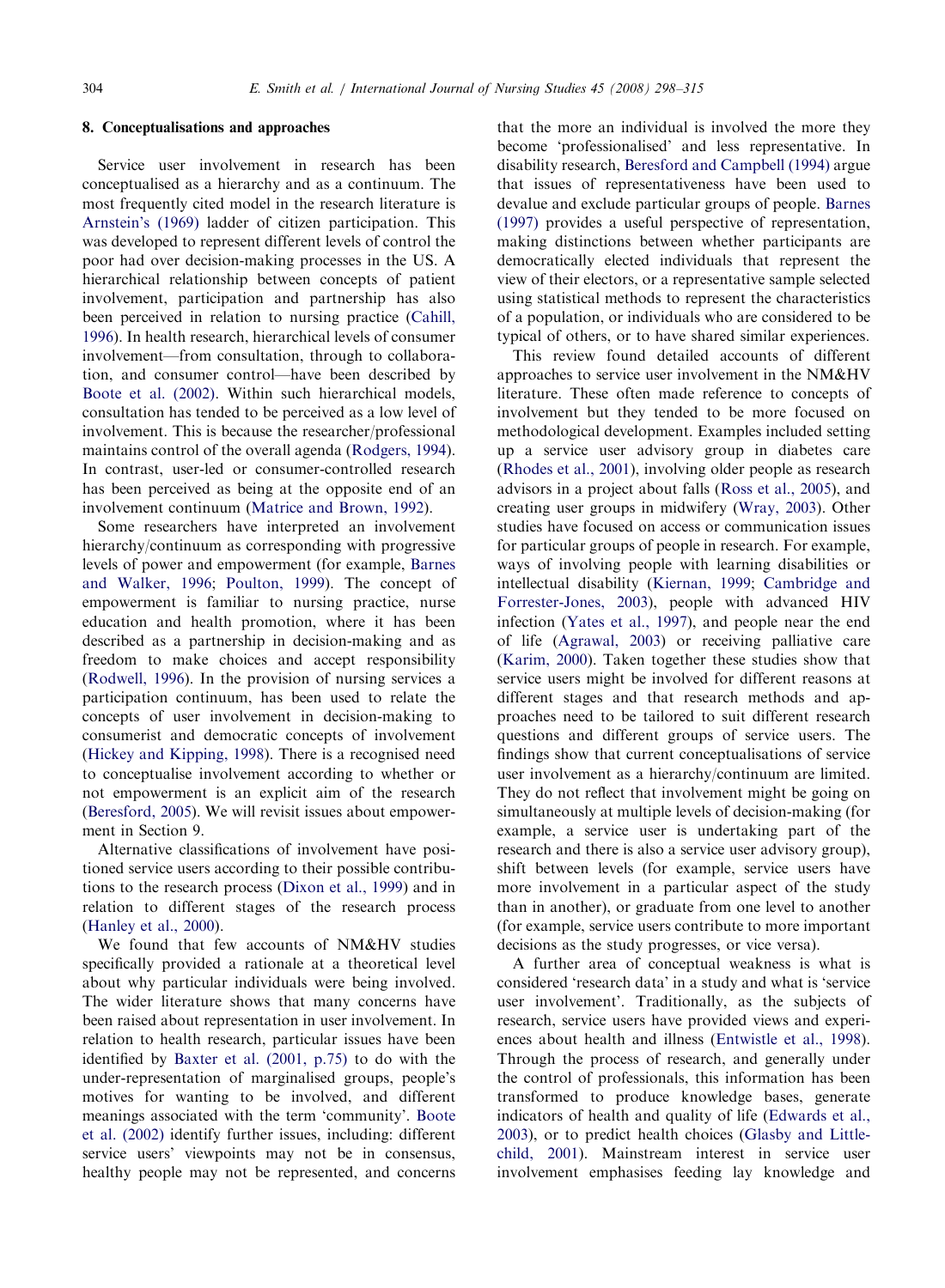## 8. Conceptualisations and approaches

Service user involvement in research has been conceptualised as a hierarchy and as a continuum. The most frequently cited model in the research literature is Arnstein's (1969) ladder of citizen participation. This was developed to represent different levels of control the poor had over decision-making processes in the US. A hierarchical relationship between concepts of patient involvement, participation and partnership has also been perceived in relation to nursing practice (Cahill, 1996). In health research, hierarchical levels of consumer involvement—from consultation, through to collaboration, and consumer control—have been described by Boote et al. (2002). Within such hierarchical models, consultation has tended to be perceived as a low level of involvement. This is because the researcher/professional maintains control of the overall agenda (Rodgers, 1994). In contrast, user-led or consumer-controlled research has been perceived as being at the opposite end of an involvement continuum (Matrice and Brown, 1992).

Some researchers have interpreted an involvement hierarchy/continuum as corresponding with progressive levels of power and empowerment (for example, Barnes and Walker, 1996; Poulton, 1999). The concept of empowerment is familiar to nursing practice, nurse education and health promotion, where it has been described as a partnership in decision-making and as freedom to make choices and accept responsibility (Rodwell, 1996). In the provision of nursing services a participation continuum, has been used to relate the concepts of user involvement in decision-making to consumerist and democratic concepts of involvement (Hickey and Kipping, 1998). There is a recognised need to conceptualise involvement according to whether or not empowerment is an explicit aim of the research (Beresford, 2005). We will revisit issues about empowerment in Section 9.

Alternative classifications of involvement have positioned service users according to their possible contributions to the research process (Dixon et al., 1999) and in relation to different stages of the research process (Hanley et al., 2000).

We found that few accounts of NM&HV studies specifically provided a rationale at a theoretical level about why particular individuals were being involved. The wider literature shows that many concerns have been raised about representation in user involvement. In relation to health research, particular issues have been identified by Baxter et al. (2001, p.75) to do with the under-representation of marginalised groups, people's motives for wanting to be involved, and different meanings associated with the term 'community'. Boote et al. (2002) identify further issues, including: different service users' viewpoints may not be in consensus, healthy people may not be represented, and concerns that the more an individual is involved the more they become 'professionalised' and less representative. In disability research, Beresford and Campbell (1994) argue that issues of representativeness have been used to devalue and exclude particular groups of people. Barnes (1997) provides a useful perspective of representation, making distinctions between whether participants are democratically elected individuals that represent the view of their electors, or a representative sample selected using statistical methods to represent the characteristics of a population, or individuals who are considered to be typical of others, or to have shared similar experiences.

This review found detailed accounts of different approaches to service user involvement in the NM&HV literature. These often made reference to concepts of involvement but they tended to be more focused on methodological development. Examples included setting up a service user advisory group in diabetes care (Rhodes et al., 2001), involving older people as research advisors in a project about falls (Ross et al., 2005), and creating user groups in midwifery (Wray, 2003). Other studies have focused on access or communication issues for particular groups of people in research. For example, ways of involving people with learning disabilities or intellectual disability (Kiernan, 1999; Cambridge and Forrester-Jones, 2003), people with advanced HIV infection (Yates et al., 1997), and people near the end of life (Agrawal, 2003) or receiving palliative care (Karim, 2000). Taken together these studies show that service users might be involved for different reasons at different stages and that research methods and approaches need to be tailored to suit different research questions and different groups of service users. The findings show that current conceptualisations of service user involvement as a hierarchy/continuum are limited. They do not reflect that involvement might be going on simultaneously at multiple levels of decision-making (for example, a service user is undertaking part of the research and there is also a service user advisory group), shift between levels (for example, service users have more involvement in a particular aspect of the study than in another), or graduate from one level to another (for example, service users contribute to more important decisions as the study progresses, or vice versa).

A further area of conceptual weakness is what is considered 'research data' in a study and what is 'service user involvement'. Traditionally, as the subjects of research, service users have provided views and experiences about health and illness (Entwistle et al., 1998). Through the process of research, and generally under the control of professionals, this information has been transformed to produce knowledge bases, generate indicators of health and quality of life (Edwards et al., 2003), or to predict health choices (Glasby and Littlechild, 2001). Mainstream interest in service user involvement emphasises feeding lay knowledge and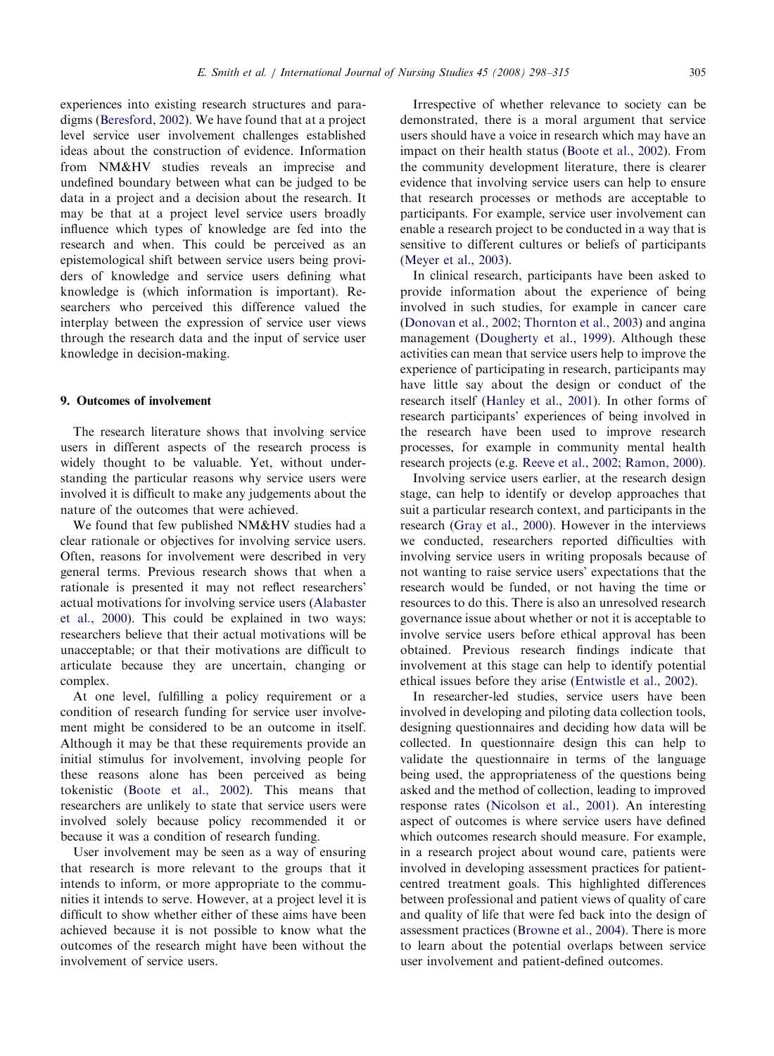experiences into existing research structures and paradigms (Beresford, 2002). We have found that at a project level service user involvement challenges established ideas about the construction of evidence. Information from NM&HV studies reveals an imprecise and undefined boundary between what can be judged to be data in a project and a decision about the research. It may be that at a project level service users broadly influence which types of knowledge are fed into the research and when. This could be perceived as an epistemological shift between service users being providers of knowledge and service users defining what knowledge is (which information is important). Researchers who perceived this difference valued the interplay between the expression of service user views through the research data and the input of service user knowledge in decision-making.

## 9. Outcomes of involvement

The research literature shows that involving service users in different aspects of the research process is widely thought to be valuable. Yet, without understanding the particular reasons why service users were involved it is difficult to make any judgements about the nature of the outcomes that were achieved.

We found that few published NM&HV studies had a clear rationale or objectives for involving service users. Often, reasons for involvement were described in very general terms. Previous research shows that when a rationale is presented it may not reflect researchers' actual motivations for involving service users (Alabaster et al., 2000). This could be explained in two ways: researchers believe that their actual motivations will be unacceptable; or that their motivations are difficult to articulate because they are uncertain, changing or complex.

At one level, fulfilling a policy requirement or a condition of research funding for service user involvement might be considered to be an outcome in itself. Although it may be that these requirements provide an initial stimulus for involvement, involving people for these reasons alone has been perceived as being tokenistic (Boote et al., 2002). This means that researchers are unlikely to state that service users were involved solely because policy recommended it or because it was a condition of research funding.

User involvement may be seen as a way of ensuring that research is more relevant to the groups that it intends to inform, or more appropriate to the communities it intends to serve. However, at a project level it is difficult to show whether either of these aims have been achieved because it is not possible to know what the outcomes of the research might have been without the involvement of service users.

Irrespective of whether relevance to society can be demonstrated, there is a moral argument that service users should have a voice in research which may have an impact on their health status (Boote et al., 2002). From the community development literature, there is clearer evidence that involving service users can help to ensure that research processes or methods are acceptable to participants. For example, service user involvement can enable a research project to be conducted in a way that is sensitive to different cultures or beliefs of participants (Meyer et al., 2003).

In clinical research, participants have been asked to provide information about the experience of being involved in such studies, for example in cancer care (Donovan et al., 2002; Thornton et al., 2003) and angina management (Dougherty et al., 1999). Although these activities can mean that service users help to improve the experience of participating in research, participants may have little say about the design or conduct of the research itself (Hanley et al., 2001). In other forms of research participants' experiences of being involved in the research have been used to improve research processes, for example in community mental health research projects (e.g. Reeve et al., 2002; Ramon, 2000).

Involving service users earlier, at the research design stage, can help to identify or develop approaches that suit a particular research context, and participants in the research (Gray et al., 2000). However in the interviews we conducted, researchers reported difficulties with involving service users in writing proposals because of not wanting to raise service users' expectations that the research would be funded, or not having the time or resources to do this. There is also an unresolved research governance issue about whether or not it is acceptable to involve service users before ethical approval has been obtained. Previous research findings indicate that involvement at this stage can help to identify potential ethical issues before they arise (Entwistle et al., 2002).

In researcher-led studies, service users have been involved in developing and piloting data collection tools, designing questionnaires and deciding how data will be collected. In questionnaire design this can help to validate the questionnaire in terms of the language being used, the appropriateness of the questions being asked and the method of collection, leading to improved response rates (Nicolson et al., 2001). An interesting aspect of outcomes is where service users have defined which outcomes research should measure. For example, in a research project about wound care, patients were involved in developing assessment practices for patient-centred treatment goals. This highlighted differences between professional and patient views of quality of care and quality of life that were fed back into the design of assessment practices (Browne et al., 2004). There is more to learn about the potential overlaps between service user involvement and patient-defined outcomes.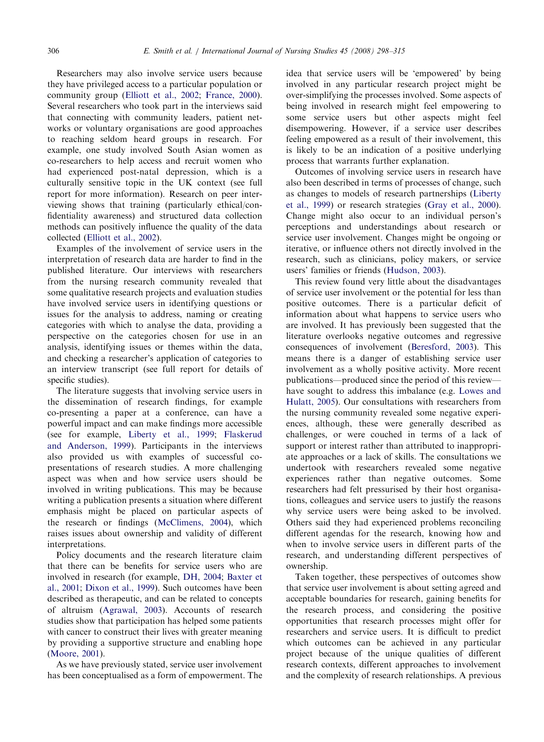Researchers may also involve service users because they have privileged access to a particular population or community group (Elliott et al., 2002; France, 2000). Several researchers who took part in the interviews said that connecting with community leaders, patient networks or voluntary organisations are good approaches to reaching seldom heard groups in research. For example, one study involved South Asian women as co-researchers to help access and recruit women who had experienced post-natal depression, which is a culturally sensitive topic in the UK context (see full report for more information). Research on peer interviewing shows that training (particularly ethical/confidentiality awareness) and structured data collection methods can positively influence the quality of the data collected (Elliott et al., 2002).

Examples of the involvement of service users in the interpretation of research data are harder to find in the published literature. Our interviews with researchers from the nursing research community revealed that some qualitative research projects and evaluation studies have involved service users in identifying questions or issues for the analysis to address, naming or creating categories with which to analyse the data, providing a perspective on the categories chosen for use in an analysis, identifying issues or themes within the data, and checking a researcher's application of categories to an interview transcript (see full report for details of specific studies).

The literature suggests that involving service users in the dissemination of research findings, for example co-presenting a paper at a conference, can have a powerful impact and can make findings more accessible (see for example, Liberty et al., 1999; Flaskerud and Anderson, 1999). Participants in the interviews also provided us with examples of successful co-presentations of research studies. A more challenging aspect was when and how service users should be involved in writing publications. This may be because writing a publication presents a situation where different emphasis might be placed on particular aspects of the research or findings (McClimens, 2004), which raises issues about ownership and validity of different interpretations.

Policy documents and the research literature claim that there can be benefits for service users who are involved in research (for example, DH, 2004; Baxter et al., 2001; Dixon et al., 1999). Such outcomes have been described as therapeutic, and can be related to concepts of altruism (Agrawal, 2003). Accounts of research studies show that participation has helped some patients with cancer to construct their lives with greater meaning by providing a supportive structure and enabling hope (Moore, 2001).

As we have previously stated, service user involvement has been conceptualised as a form of empowerment. The idea that service users will be 'empowered' by being involved in any particular research project might be over-simplifying the processes involved. Some aspects of being involved in research might feel empowering to some service users but other aspects might feel disempowering. However, if a service user describes feeling empowered as a result of their involvement, this is likely to be an indication of a positive underlying process that warrants further explanation.

Outcomes of involving service users in research have also been described in terms of processes of change, such as changes to models of research partnerships (Liberty et al., 1999) or research strategies (Gray et al., 2000). Change might also occur to an individual person's perceptions and understandings about research or service user involvement. Changes might be ongoing or iterative, or influence others not directly involved in the research, such as clinicians, policy makers, or service users' families or friends (Hudson, 2003).

This review found very little about the disadvantages of service user involvement or the potential for less than positive outcomes. There is a particular deficit of information about what happens to service users who are involved. It has previously been suggested that the literature overlooks negative outcomes and regressive consequences of involvement (Beresford, 2003). This means there is a danger of establishing service user involvement as a wholly positive activity. More recent publications—produced since the period of this review—have sought to address this imbalance (e.g. Lowes and Hulatt, 2005). Our consultations with researchers from the nursing community revealed some negative experiences, although, these were generally described as challenges, or were couched in terms of a lack of support or interest rather than attributed to inappropriate approaches or a lack of skills. The consultations we undertook with researchers revealed some negative experiences rather than negative outcomes. Some researchers had felt pressurised by their host organisations, colleagues and service users to justify the reasons why service users were being asked to be involved. Others said they had experienced problems reconciling different agendas for the research, knowing how and when to involve service users in different parts of the research, and understanding different perspectives of ownership.

Taken together, these perspectives of outcomes show that service user involvement is about setting agreed and acceptable boundaries for research, gaining benefits for the research process, and considering the positive opportunities that research processes might offer for researchers and service users. It is difficult to predict which outcomes can be achieved in any particular project because of the unique qualities of different research contexts, different approaches to involvement and the complexity of research relationships. A previous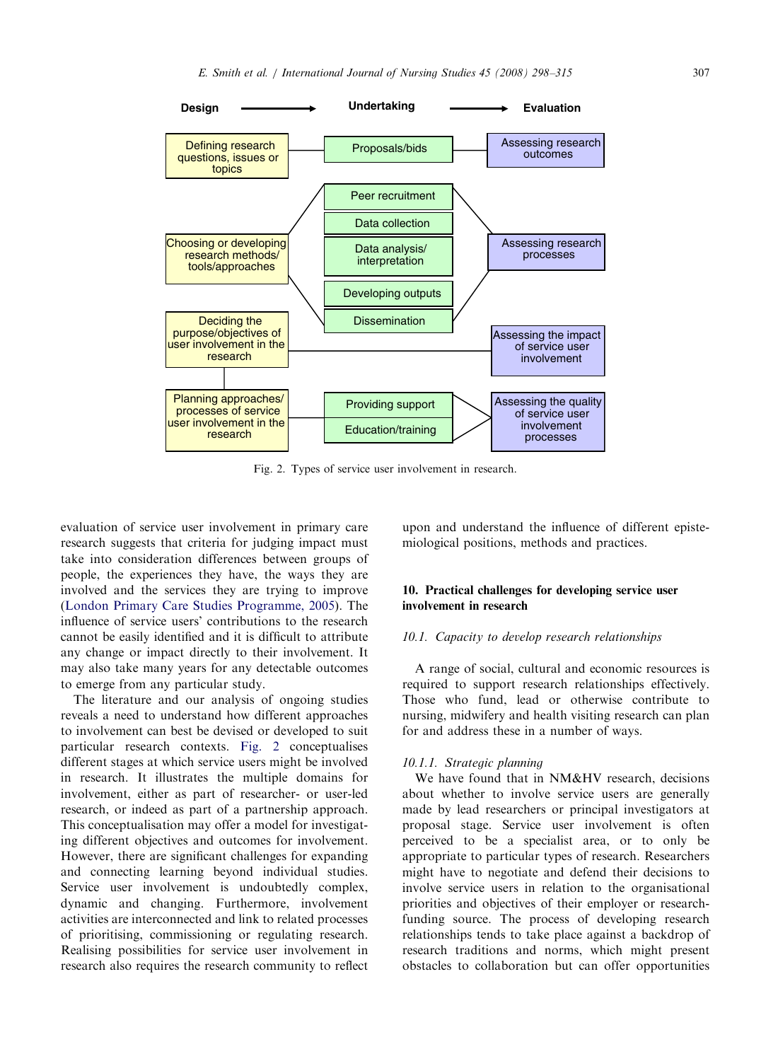Fig. 2. Types of service user involvement in research.

evaluation of service user involvement in primary care research suggests that criteria for judging impact must take into consideration differences between groups of people, the experiences they have, the ways they are involved and the services they are trying to improve (London Primary Care Studies Programme, 2005). The influence of service users' contributions to the research cannot be easily identified and it is difficult to attribute any change or impact directly to their involvement. It may also take many years for any detectable outcomes to emerge from any particular study.

The literature and our analysis of ongoing studies reveals a need to understand how different approaches to involvement can best be devised or developed to suit particular research contexts. Fig. 2 conceptualises different stages at which service users might be involved in research. It illustrates the multiple domains for involvement, either as part of researcher- or user-led research, or indeed as part of a partnership approach. This conceptualisation may offer a model for investigating different objectives and outcomes for involvement. However, there are significant challenges for expanding and connecting learning beyond individual studies. Service user involvement is undoubtedly complex, dynamic and changing. Furthermore, involvement activities are interconnected and link to related processes of prioritising, commissioning or regulating research. Realising possibilities for service user involvement in research also requires the research community to reflect upon and understand the influence of different epistemiological positions, methods and practices.

## 10. Practical challenges for developing service user involvement in research

### *10.1. Capacity to develop research relationships*

A range of social, cultural and economic resources is required to support research relationships effectively. Those who fund, lead or otherwise contribute to nursing, midwifery and health visiting research can plan for and address these in a number of ways.

#### *10.1.1. Strategic planning*

We have found that in NM&HV research, decisions about whether to involve service users are generally made by lead researchers or principal investigators at proposal stage. Service user involvement is often perceived to be a specialist area, or to only be appropriate to particular types of research. Researchers might have to negotiate and defend their decisions to involve service users in relation to the organisational priorities and objectives of their employer or research-funding source. The process of developing research relationships tends to take place against a backdrop of research traditions and norms, which might present obstacles to collaboration but can offer opportunities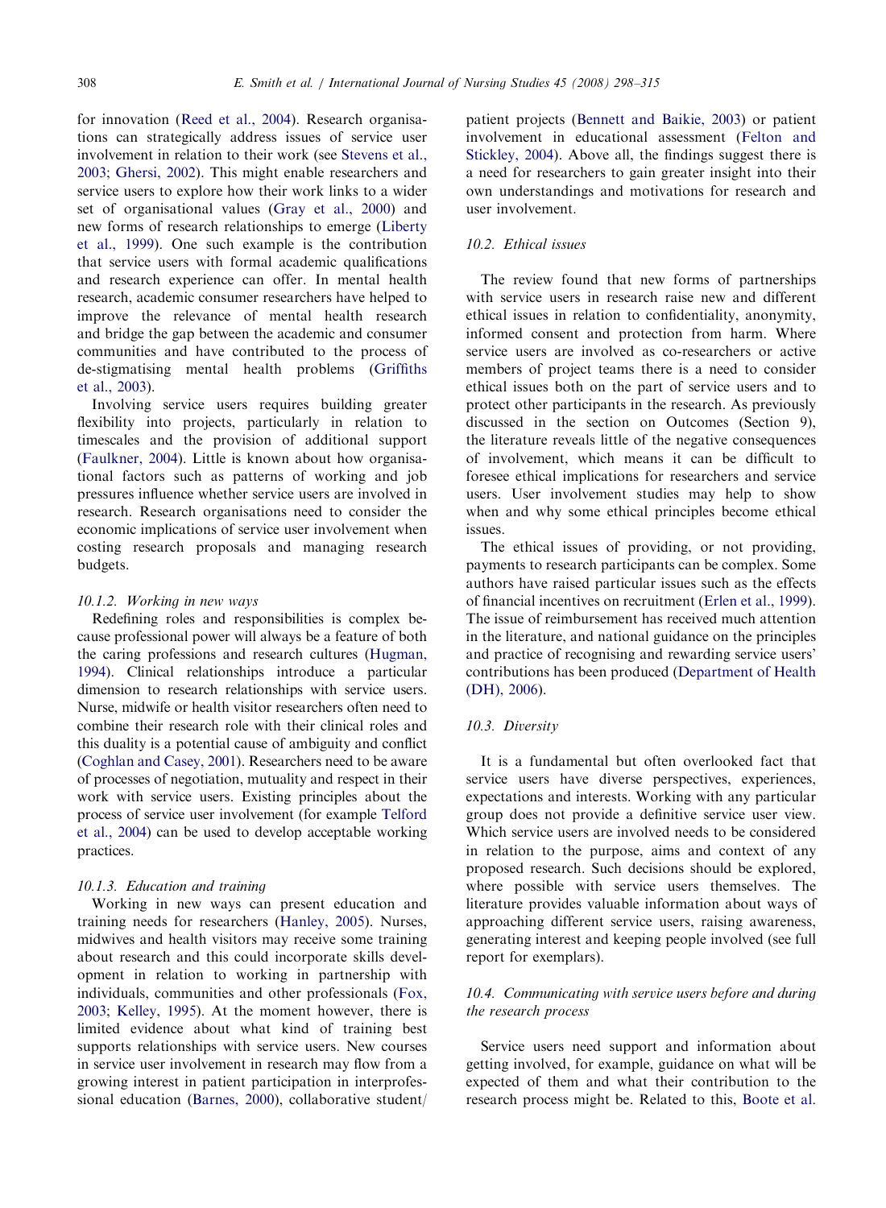for innovation (Reed et al., 2004). Research organisations can strategically address issues of service user involvement in relation to their work (see Stevens et al., 2003; Ghersi, 2002). This might enable researchers and service users to explore how their work links to a wider set of organisational values (Gray et al., 2000) and new forms of research relationships to emerge (Liberty et al., 1999). One such example is the contribution that service users with formal academic qualifications and research experience can offer. In mental health research, academic consumer researchers have helped to improve the relevance of mental health research and bridge the gap between the academic and consumer communities and have contributed to the process of de-stigmatising mental health problems (Griffiths et al., 2003).

Involving service users requires building greater flexibility into projects, particularly in relation to timescales and the provision of additional support (Faulkner, 2004). Little is known about how organisational factors such as patterns of working and job pressures influence whether service users are involved in research. Research organisations need to consider the economic implications of service user involvement when costing research proposals and managing research budgets.

#### 10.1.2. Working in new ways

Redefining roles and responsibilities is complex because professional power will always be a feature of both the caring professions and research cultures (Hugman, 1994). Clinical relationships introduce a particular dimension to research relationships with service users. Nurse, midwife or health visitor researchers often need to combine their research role with their clinical roles and this duality is a potential cause of ambiguity and conflict (Coghlan and Casey, 2001). Researchers need to be aware of processes of negotiation, mutuality and respect in their work with service users. Existing principles about the process of service user involvement (for example Telford et al., 2004) can be used to develop acceptable working practices.

#### 10.1.3. Education and training

Working in new ways can present education and training needs for researchers (Hanley, 2005). Nurses, midwives and health visitors may receive some training about research and this could incorporate skills development in relation to working in partnership with individuals, communities and other professionals (Fox, 2003; Kelley, 1995). At the moment however, there is limited evidence about what kind of training best supports relationships with service users. New courses in service user involvement in research may flow from a growing interest in patient participation in interprofessional education (Barnes, 2000), collaborative student/patient projects (Bennett and Baikie, 2003) or patient involvement in educational assessment (Felton and Stickley, 2004). Above all, the findings suggest there is a need for researchers to gain greater insight into their own understandings and motivations for research and user involvement.

### 10.2. Ethical issues

The review found that new forms of partnerships with service users in research raise new and different ethical issues in relation to confidentiality, anonymity, informed consent and protection from harm. Where service users are involved as co-researchers or active members of project teams there is a need to consider ethical issues both on the part of service users and to protect other participants in the research. As previously discussed in the section on Outcomes (Section 9), the literature reveals little of the negative consequences of involvement, which means it can be difficult to foresee ethical implications for researchers and service users. User involvement studies may help to show when and why some ethical principles become ethical issues.

The ethical issues of providing, or not providing, payments to research participants can be complex. Some authors have raised particular issues such as the effects of financial incentives on recruitment (Erlen et al., 1999). The issue of reimbursement has received much attention in the literature, and national guidance on the principles and practice of recognising and rewarding service users' contributions has been produced (Department of Health (DH), 2006).

### 10.3. Diversity

It is a fundamental but often overlooked fact that service users have diverse perspectives, experiences, expectations and interests. Working with any particular group does not provide a definitive service user view. Which service users are involved needs to be considered in relation to the purpose, aims and context of any proposed research. Such decisions should be explored, where possible with service users themselves. The literature provides valuable information about ways of approaching different service users, raising awareness, generating interest and keeping people involved (see full report for exemplars).

### 10.4. Communicating with service users before and during the research process

Service users need support and information about getting involved, for example, guidance on what will be expected of them and what their contribution to the research process might be. Related to this, Boote et al.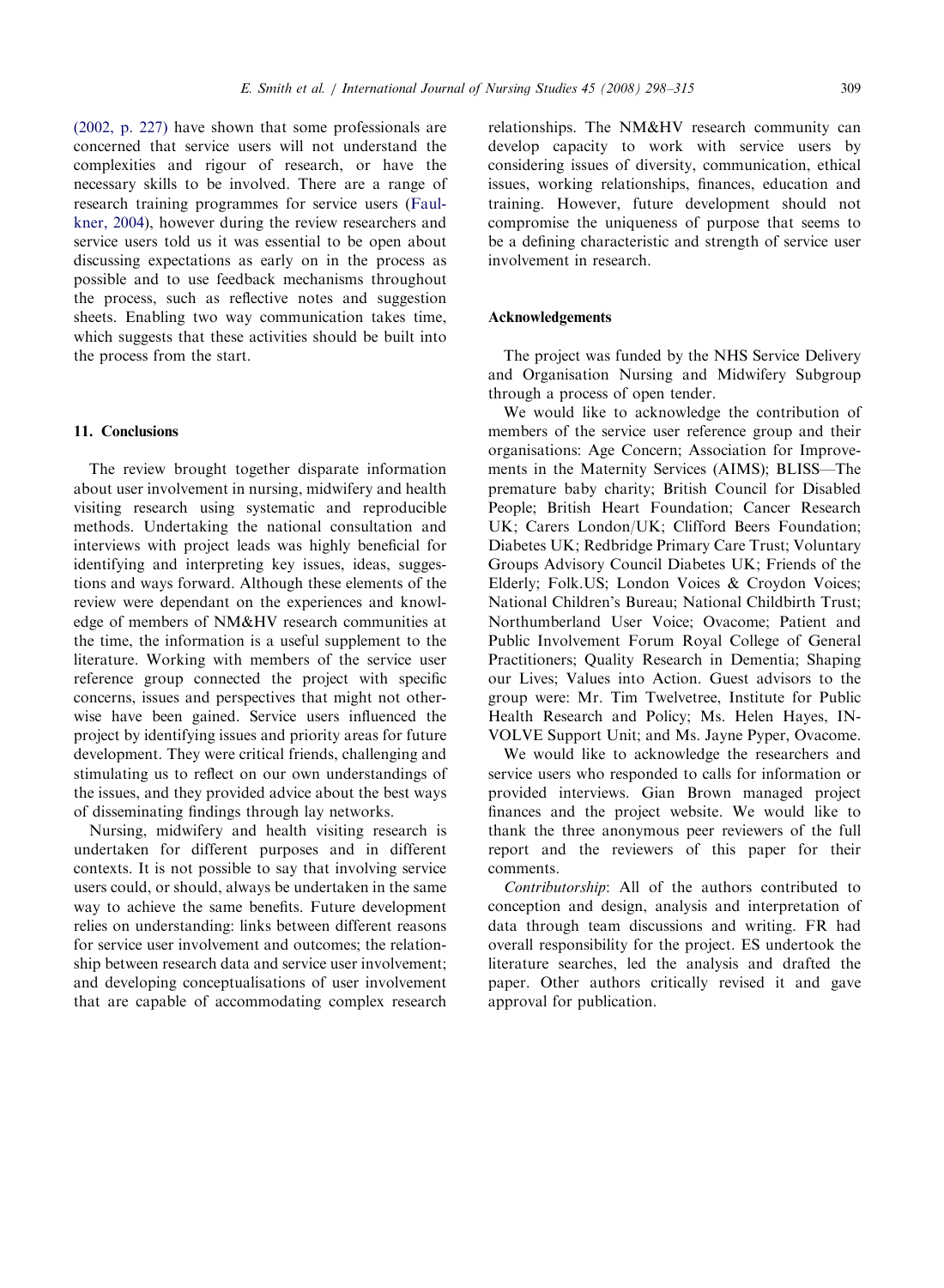(2002, p. 227) have shown that some professionals are concerned that service users will not understand the complexities and rigour of research, or have the necessary skills to be involved. There are a range of research training programmes for service users (Faulkner, 2004), however during the review researchers and service users told us it was essential to be open about discussing expectations as early on in the process as possible and to use feedback mechanisms throughout the process, such as reflective notes and suggestion sheets. Enabling two way communication takes time, which suggests that these activities should be built into the process from the start.

## 11. Conclusions

The review brought together disparate information about user involvement in nursing, midwifery and health visiting research using systematic and reproducible methods. Undertaking the national consultation and interviews with project leads was highly beneficial for identifying and interpreting key issues, ideas, suggestions and ways forward. Although these elements of the review were dependant on the experiences and knowledge of members of NM&HV research communities at the time, the information is a useful supplement to the literature. Working with members of the service user reference group connected the project with specific concerns, issues and perspectives that might not otherwise have been gained. Service users influenced the project by identifying issues and priority areas for future development. They were critical friends, challenging and stimulating us to reflect on our own understandings of the issues, and they provided advice about the best ways of disseminating findings through lay networks.

Nursing, midwifery and health visiting research is undertaken for different purposes and in different contexts. It is not possible to say that involving service users could, or should, always be undertaken in the same way to achieve the same benefits. Future development relies on understanding: links between different reasons for service user involvement and outcomes; the relationship between research data and service user involvement; and developing conceptualisations of user involvement that are capable of accommodating complex research relationships. The NM&HV research community can develop capacity to work with service users by considering issues of diversity, communication, ethical issues, working relationships, finances, education and training. However, future development should not compromise the uniqueness of purpose that seems to be a defining characteristic and strength of service user involvement in research.

## Acknowledgements

The project was funded by the NHS Service Delivery and Organisation Nursing and Midwifery Subgroup through a process of open tender.

We would like to acknowledge the contribution of members of the service user reference group and their organisations: Age Concern; Association for Improvements in the Maternity Services (AIMS); BLISS—The premature baby charity; British Council for Disabled People; British Heart Foundation; Cancer Research UK; Carers London/UK; Clifford Beers Foundation; Diabetes UK; Redbridge Primary Care Trust; Voluntary Groups Advisory Council Diabetes UK; Friends of the Elderly; Folk.US; London Voices & Croydon Voices; National Children's Bureau; National Childbirth Trust; Northumberland User Voice; Ovacome; Patient and Public Involvement Forum Royal College of General Practitioners; Quality Research in Dementia; Shaping our Lives; Values into Action. Guest advisors to the group were: Mr. Tim Twelvetree, Institute for Public Health Research and Policy; Ms. Helen Hayes, INVOLVE Support Unit; and Ms. Jayne Pyper, Ovacome.

We would like to acknowledge the researchers and service users who responded to calls for information or provided interviews. Gian Brown managed project finances and the project website. We would like to thank the three anonymous peer reviewers of the full report and the reviewers of this paper for their comments.

*Contributorship*: All of the authors contributed to conception and design, analysis and interpretation of data through team discussions and writing. FR had overall responsibility for the project. ES undertook the literature searches, led the analysis and drafted the paper. Other authors critically revised it and gave approval for publication.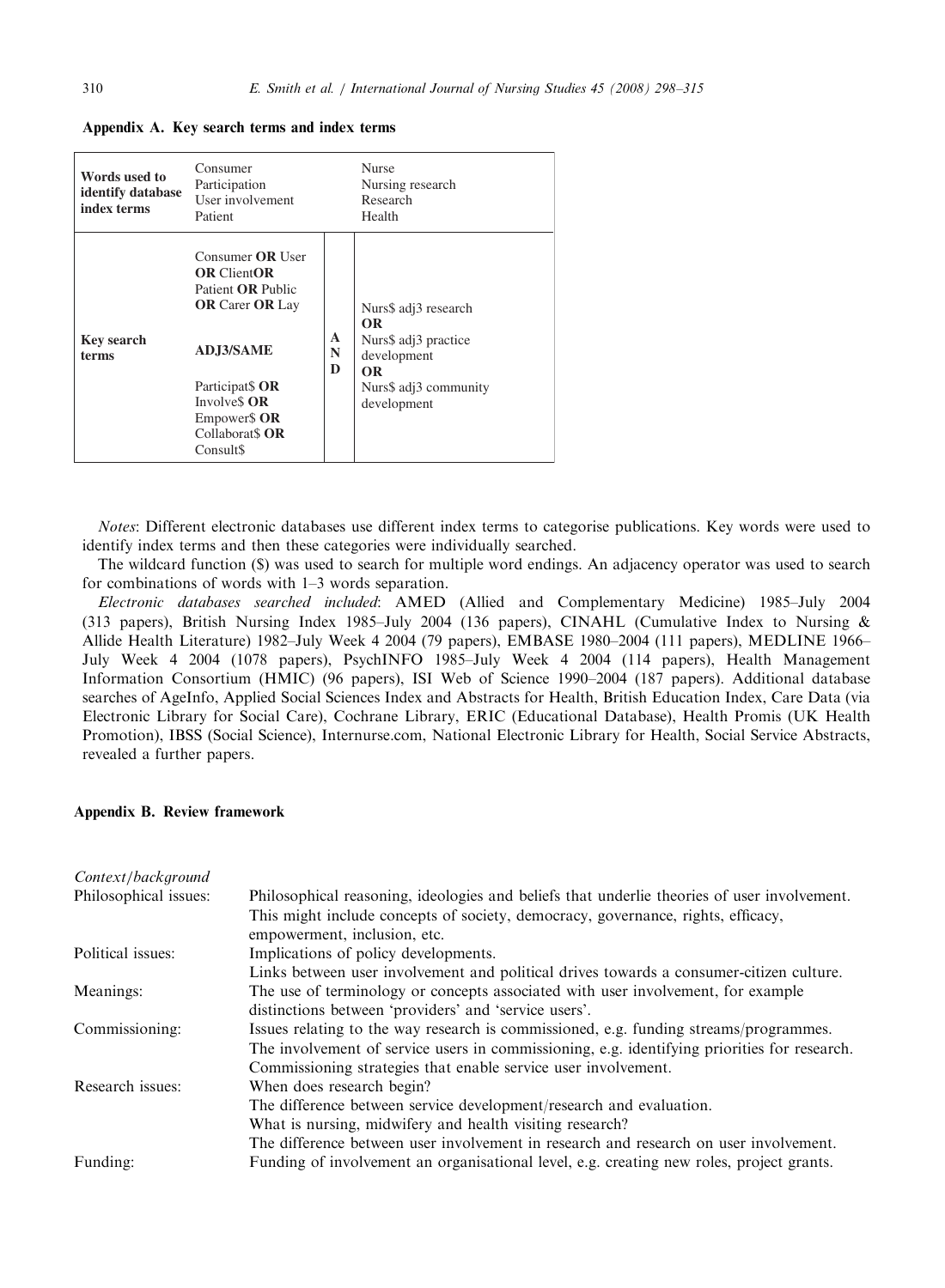## Appendix A. Key search terms and index terms

| | | | |
|---|---|---|---|
| **Words used to identify database index terms** | Consumer<br>Participation<br>User involvement<br>Patient | | Nurse<br>Nursing research<br>Research<br>Health |
| **Key search terms** | Consumer **OR** User **OR** Client**OR** Patient **OR** Public **OR** Carer **OR** Lay<br><br>**ADJ3/SAME**<br><br>Participat$ **OR** Involve$ **OR** Empower$ **OR** Collaborat$ **OR** Consult$ | **AND** | Nurs$ adj3 research<br>**OR**<br>Nurs$ adj3 practice development<br>**OR**<br>Nurs$ adj3 community development |

*Notes*: Different electronic databases use different index terms to categorise publications. Key words were used to identify index terms and then these categories were individually searched.

The wildcard function ($) was used to search for multiple word endings. An adjacency operator was used to search for combinations of words with 1–3 words separation.

*Electronic databases searched included*: AMED (Allied and Complementary Medicine) 1985–July 2004 (313 papers), British Nursing Index 1985–July 2004 (136 papers), CINAHL (Cumulative Index to Nursing & Allide Health Literature) 1982–July Week 4 2004 (79 papers), EMBASE 1980–2004 (111 papers), MEDLINE 1966–July Week 4 2004 (1078 papers), PsychINFO 1985–July Week 4 2004 (114 papers), Health Management Information Consortium (HMIC) (96 papers), ISI Web of Science 1990–2004 (187 papers). Additional database searches of AgeInfo, Applied Social Sciences Index and Abstracts for Health, British Education Index, Care Data (via Electronic Library for Social Care), Cochrane Library, ERIC (Educational Database), Health Promis (UK Health Promotion), IBSS (Social Science), Internurse.com, National Electronic Library for Health, Social Service Abstracts, revealed a further papers.

## Appendix B. Review framework

*Context/background*

| | |
|---|---|
| Philosophical issues: | Philosophical reasoning, ideologies and beliefs that underlie theories of user involvement. This might include concepts of society, democracy, governance, rights, efficacy, empowerment, inclusion, etc. |
| Political issues: | Implications of policy developments.<br>Links between user involvement and political drives towards a consumer-citizen culture. |
| Meanings: | The use of terminology or concepts associated with user involvement, for example distinctions between 'providers' and 'service users'. |
| Commissioning: | Issues relating to the way research is commissioned, e.g. funding streams/programmes.<br>The involvement of service users in commissioning, e.g. identifying priorities for research.<br>Commissioning strategies that enable service user involvement. |
| Research issues: | When does research begin?<br>The difference between service development/research and evaluation.<br>What is nursing, midwifery and health visiting research?<br>The difference between user involvement in research and research on user involvement. |
| Funding: | Funding of involvement an organisational level, e.g. creating new roles, project grants. |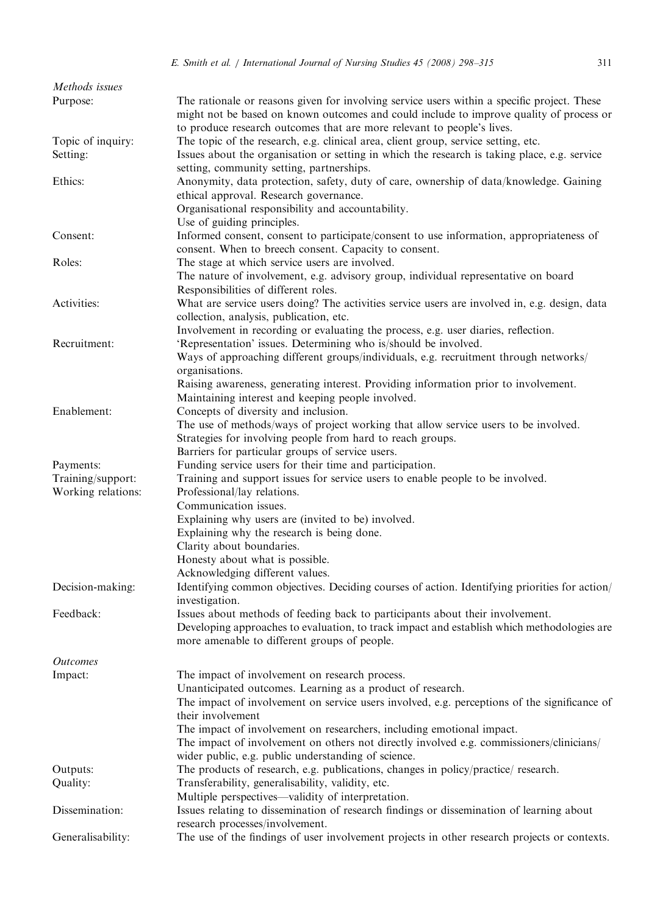*Methods issues*

| | |
|---|---|
| Purpose: | The rationale or reasons given for involving service users within a specific project. These might not be based on known outcomes and could include to improve quality of process or to produce research outcomes that are more relevant to people's lives. |
| Topic of inquiry: | The topic of the research, e.g. clinical area, client group, service setting, etc. |
| Setting: | Issues about the organisation or setting in which the research is taking place, e.g. service setting, community setting, partnerships. |
| Ethics: | Anonymity, data protection, safety, duty of care, ownership of data/knowledge. Gaining ethical approval. Research governance.<br>Organisational responsibility and accountability.<br>Use of guiding principles. |
| Consent: | Informed consent, consent to participate/consent to use information, appropriateness of consent. When to breech consent. Capacity to consent. |
| Roles: | The stage at which service users are involved.<br>The nature of involvement, e.g. advisory group, individual representative on board<br>Responsibilities of different roles. |
| Activities: | What are service users doing? The activities service users are involved in, e.g. design, data collection, analysis, publication, etc.<br>Involvement in recording or evaluating the process, e.g. user diaries, reflection. |
| Recruitment: | 'Representation' issues. Determining who is/should be involved.<br>Ways of approaching different groups/individuals, e.g. recruitment through networks/organisations.<br>Raising awareness, generating interest. Providing information prior to involvement.<br>Maintaining interest and keeping people involved. |
| Enablement: | Concepts of diversity and inclusion.<br>The use of methods/ways of project working that allow service users to be involved.<br>Strategies for involving people from hard to reach groups.<br>Barriers for particular groups of service users. |
| Payments: | Funding service users for their time and participation. |
| Training/support: | Training and support issues for service users to enable people to be involved. |
| Working relations: | Professional/lay relations.<br>Communication issues.<br>Explaining why users are (invited to be) involved.<br>Explaining why the research is being done.<br>Clarity about boundaries.<br>Honesty about what is possible.<br>Acknowledging different values. |
| Decision-making: | Identifying common objectives. Deciding courses of action. Identifying priorities for action/investigation. |
| Feedback: | Issues about methods of feeding back to participants about their involvement.<br>Developing approaches to evaluation, to track impact and establish which methodologies are more amenable to different groups of people. |

*Outcomes*

| | |
|---|---|
| Impact: | The impact of involvement on research process.<br>Unanticipated outcomes. Learning as a product of research.<br>The impact of involvement on service users involved, e.g. perceptions of the significance of their involvement<br>The impact of involvement on researchers, including emotional impact.<br>The impact of involvement on others not directly involved e.g. commissioners/clinicians/wider public, e.g. public understanding of science. |
| Outputs: | The products of research, e.g. publications, changes in policy/practice/ research. |
| Quality: | Transferability, generalisability, validity, etc.<br>Multiple perspectives—validity of interpretation. |
| Dissemination: | Issues relating to dissemination of research findings or dissemination of learning about research processes/involvement. |
| Generalisability: | The use of the findings of user involvement projects in other research projects or contexts. |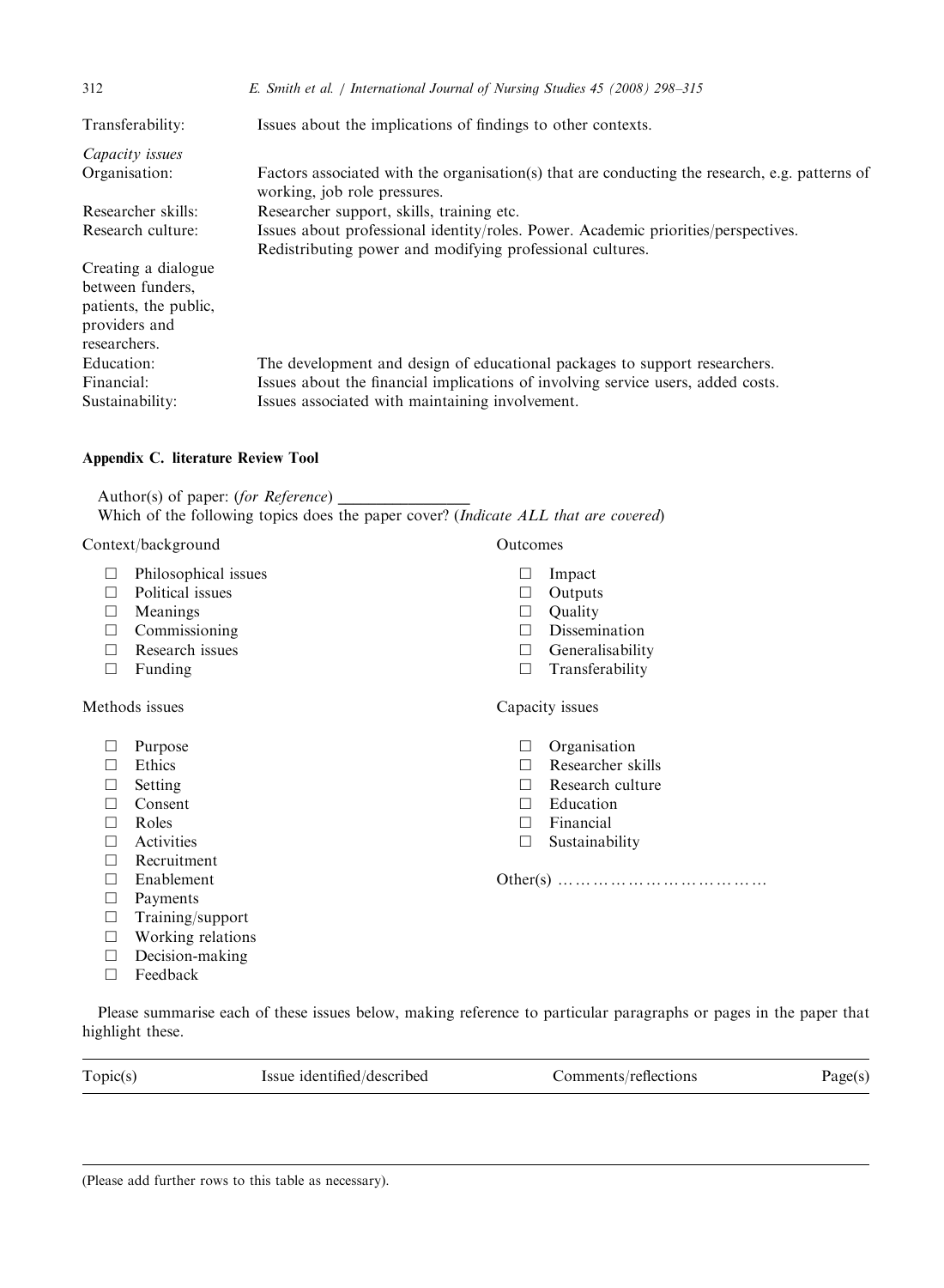| | |
|---|---|
| Transferability: | Issues about the implications of findings to other contexts. |
| *Capacity issues* | |
| Organisation: | Factors associated with the organisation(s) that are conducting the research, e.g. patterns of working, job role pressures. |
| Researcher skills: | Researcher support, skills, training etc. |
| Research culture: | Issues about professional identity/roles. Power. Academic priorities/perspectives. Redistributing power and modifying professional cultures. |
| Creating a dialogue between funders, patients, the public, providers and researchers. | |
| Education: | The development and design of educational packages to support researchers. |
| Financial: | Issues about the financial implications of involving service users, added costs. |
| Sustainability: | Issues associated with maintaining involvement. |

## Appendix C. literature Review Tool

Author(s) of paper: (*for Reference*) ________________

Which of the following topics does the paper cover? (*Indicate ALL that are covered*)

Context/background

- ☐ Philosophical issues
- ☐ Political issues
- ☐ Meanings
- ☐ Commissioning
- ☐ Research issues
- ☐ Funding

Methods issues

- ☐ Purpose
- ☐ Ethics
- ☐ Setting
- ☐ Consent
- ☐ Roles
- ☐ Activities
- ☐ Recruitment
- ☐ Enablement
- ☐ Payments
- ☐ Training/support
- ☐ Working relations
- ☐ Decision-making
- ☐ Feedback

Outcomes

- ☐ Impact
- ☐ Outputs
- ☐ Quality
- ☐ Dissemination
- ☐ Generalisability
- ☐ Transferability

Capacity issues

- ☐ Organisation
- ☐ Researcher skills
- ☐ Research culture
- ☐ Education
- ☐ Financial
- ☐ Sustainability

Other(s) ………………………………

Please summarise each of these issues below, making reference to particular paragraphs or pages in the paper that highlight these.

| Topic(s) | Issue identified/described | Comments/reflections | Page(s) |
|---|---|---|---|
| | | | |

(Please add further rows to this table as necessary).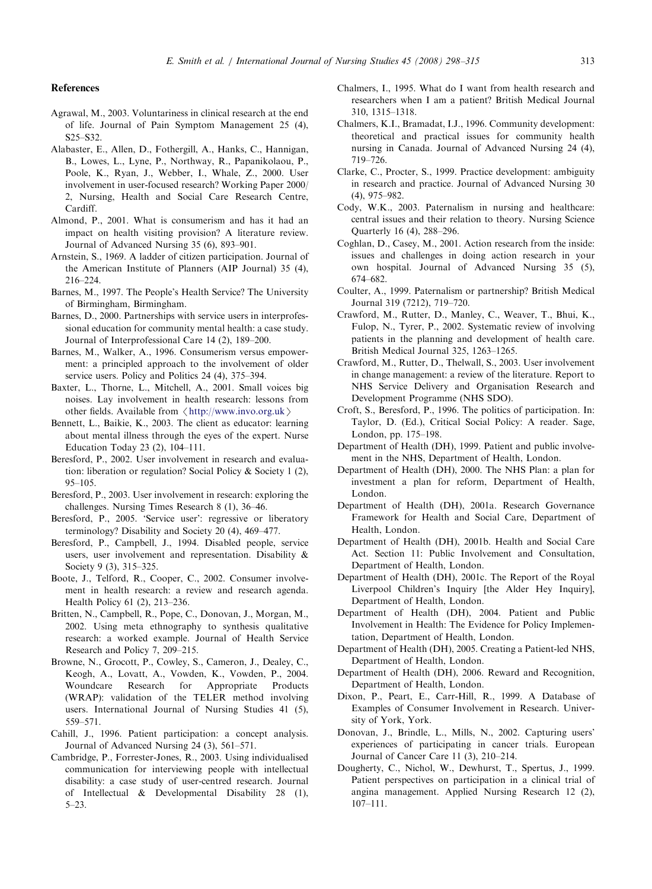## References

Agrawal, M., 2003. Voluntariness in clinical research at the end of life. Journal of Pain Symptom Management 25 (4), S25–S32.

Alabaster, E., Allen, D., Fothergill, A., Hanks, C., Hannigan, B., Lowes, L., Lyne, P., Northway, R., Papanikolaou, P., Poole, K., Ryan, J., Webber, I., Whale, Z., 2000. User involvement in user-focused research? Working Paper 2000/2, Nursing, Health and Social Care Research Centre, Cardiff.

Almond, P., 2001. What is consumerism and has it had an impact on health visiting provision? A literature review. Journal of Advanced Nursing 35 (6), 893–901.

Arnstein, S., 1969. A ladder of citizen participation. Journal of the American Institute of Planners (AIP Journal) 35 (4), 216–224.

Barnes, M., 1997. The People's Health Service? The University of Birmingham, Birmingham.

Barnes, D., 2000. Partnerships with service users in interprofessional education for community mental health: a case study. Journal of Interprofessional Care 14 (2), 189–200.

Barnes, M., Walker, A., 1996. Consumerism versus empowerment: a principled approach to the involvement of older service users. Policy and Politics 24 (4), 375–394.

Baxter, L., Thorne, L., Mitchell, A., 2001. Small voices big noises. Lay involvement in health research: lessons from other fields. Available from ⟨http://www.invo.org.uk⟩

Bennett, L., Baikie, K., 2003. The client as educator: learning about mental illness through the eyes of the expert. Nurse Education Today 23 (2), 104–111.

Beresford, P., 2002. User involvement in research and evaluation: liberation or regulation? Social Policy & Society 1 (2), 95–105.

Beresford, P., 2003. User involvement in research: exploring the challenges. Nursing Times Research 8 (1), 36–46.

Beresford, P., 2005. 'Service user': regressive or liberatory terminology? Disability and Society 20 (4), 469–477.

Beresford, P., Campbell, J., 1994. Disabled people, service users, user involvement and representation. Disability & Society 9 (3), 315–325.

Boote, J., Telford, R., Cooper, C., 2002. Consumer involvement in health research: a review and research agenda. Health Policy 61 (2), 213–236.

Britten, N., Campbell, R., Pope, C., Donovan, J., Morgan, M., 2002. Using meta ethnography to synthesis qualitative research: a worked example. Journal of Health Service Research and Policy 7, 209–215.

Browne, N., Grocott, P., Cowley, S., Cameron, J., Dealey, C., Keogh, A., Lovatt, A., Vowden, K., Vowden, P., 2004. Woundcare Research for Appropriate Products (WRAP): validation of the TELER method involving users. International Journal of Nursing Studies 41 (5), 559–571.

Cahill, J., 1996. Patient participation: a concept analysis. Journal of Advanced Nursing 24 (3), 561–571.

Cambridge, P., Forrester-Jones, R., 2003. Using individualised communication for interviewing people with intellectual disability: a case study of user-centred research. Journal of Intellectual & Developmental Disability 28 (1), 5–23.

Chalmers, I., 1995. What do I want from health research and researchers when I am a patient? British Medical Journal 310, 1315–1318.

Chalmers, K.I., Bramadat, I.J., 1996. Community development: theoretical and practical issues for community health nursing in Canada. Journal of Advanced Nursing 24 (4), 719–726.

Clarke, C., Procter, S., 1999. Practice development: ambiguity in research and practice. Journal of Advanced Nursing 30 (4), 975–982.

Cody, W.K., 2003. Paternalism in nursing and healthcare: central issues and their relation to theory. Nursing Science Quarterly 16 (4), 288–296.

Coghlan, D., Casey, M., 2001. Action research from the inside: issues and challenges in doing action research in your own hospital. Journal of Advanced Nursing 35 (5), 674–682.

Coulter, A., 1999. Paternalism or partnership? British Medical Journal 319 (7212), 719–720.

Crawford, M., Rutter, D., Manley, C., Weaver, T., Bhui, K., Fulop, N., Tyrer, P., 2002. Systematic review of involving patients in the planning and development of health care. British Medical Journal 325, 1263–1265.

Crawford, M., Rutter, D., Thelwall, S., 2003. User involvement in change management: a review of the literature. Report to NHS Service Delivery and Organisation Research and Development Programme (NHS SDO).

Croft, S., Beresford, P., 1996. The politics of participation. In: Taylor, D. (Ed.), Critical Social Policy: A reader. Sage, London, pp. 175–198.

Department of Health (DH), 1999. Patient and public involvement in the NHS, Department of Health, London.

Department of Health (DH), 2000. The NHS Plan: a plan for investment a plan for reform, Department of Health, London.

Department of Health (DH), 2001a. Research Governance Framework for Health and Social Care, Department of Health, London.

Department of Health (DH), 2001b. Health and Social Care Act. Section 11: Public Involvement and Consultation, Department of Health, London.

Department of Health (DH), 2001c. The Report of the Royal Liverpool Children's Inquiry [the Alder Hey Inquiry], Department of Health, London.

Department of Health (DH), 2004. Patient and Public Involvement in Health: The Evidence for Policy Implementation, Department of Health, London.

Department of Health (DH), 2005. Creating a Patient-led NHS, Department of Health, London.

Department of Health (DH), 2006. Reward and Recognition, Department of Health, London.

Dixon, P., Peart, E., Carr-Hill, R., 1999. A Database of Examples of Consumer Involvement in Research. University of York, York.

Donovan, J., Brindle, L., Mills, N., 2002. Capturing users' experiences of participating in cancer trials. European Journal of Cancer Care 11 (3), 210–214.

Dougherty, C., Nichol, W., Dewhurst, T., Spertus, J., 1999. Patient perspectives on participation in a clinical trial of angina management. Applied Nursing Research 12 (2), 107–111.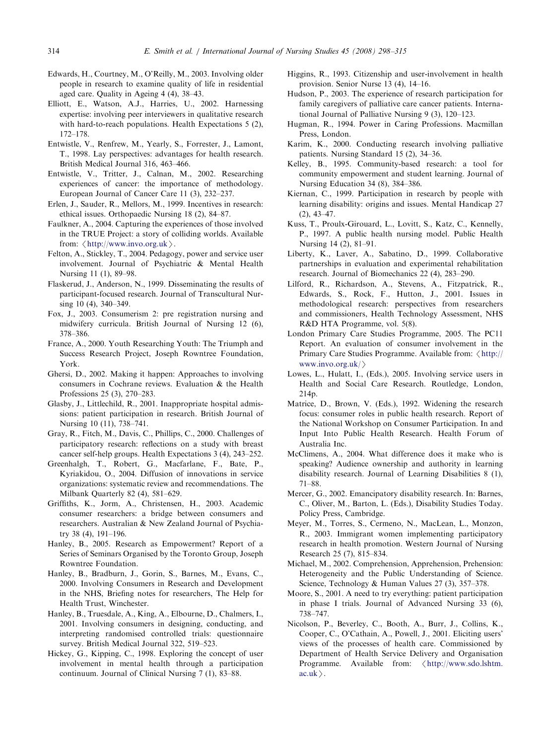Edwards, H., Courtney, M., O'Reilly, M., 2003. Involving older people in research to examine quality of life in residential aged care. Quality in Ageing 4 (4), 38–43.

Elliott, E., Watson, A.J., Harries, U., 2002. Harnessing expertise: involving peer interviewers in qualitative research with hard-to-reach populations. Health Expectations 5 (2), 172–178.

Entwistle, V., Renfrew, M., Yearly, S., Forrester, J., Lamont, T., 1998. Lay perspectives: advantages for health research. British Medical Journal 316, 463–466.

Entwistle, V., Tritter, J., Calnan, M., 2002. Researching experiences of cancer: the importance of methodology. European Journal of Cancer Care 11 (3), 232–237.

Erlen, J., Sauder, R., Mellors, M., 1999. Incentives in research: ethical issues. Orthopaedic Nursing 18 (2), 84–87.

Faulkner, A., 2004. Capturing the experiences of those involved in the TRUE Project: a story of colliding worlds. Available from: ⟨http://www.invo.org.uk⟩.

Felton, A., Stickley, T., 2004. Pedagogy, power and service user involvement. Journal of Psychiatric & Mental Health Nursing 11 (1), 89–98.

Flaskerud, J., Anderson, N., 1999. Disseminating the results of participant-focused research. Journal of Transcultural Nursing 10 (4), 340–349.

Fox, J., 2003. Consumerism 2: pre registration nursing and midwifery curricula. British Journal of Nursing 12 (6), 378–386.

France, A., 2000. Youth Researching Youth: The Triumph and Success Research Project, Joseph Rowntree Foundation, York.

Ghersi, D., 2002. Making it happen: Approaches to involving consumers in Cochrane reviews. Evaluation & the Health Professions 25 (3), 270–283.

Glasby, J., Littlechild, R., 2001. Inappropriate hospital admissions: patient participation in research. British Journal of Nursing 10 (11), 738–741.

Gray, R., Fitch, M., Davis, C., Phillips, C., 2000. Challenges of participatory research: reflections on a study with breast cancer self-help groups. Health Expectations 3 (4), 243–252.

Greenhalgh, T., Robert, G., Macfarlane, F., Bate, P., Kyriakidou, O., 2004. Diffusion of innovations in service organizations: systematic review and recommendations. The Milbank Quarterly 82 (4), 581–629.

Griffiths, K., Jorm, A., Christensen, H., 2003. Academic consumer researchers: a bridge between consumers and researchers. Australian & New Zealand Journal of Psychiatry 38 (4), 191–196.

Hanley, B., 2005. Research as Empowerment? Report of a Series of Seminars Organised by the Toronto Group, Joseph Rowntree Foundation.

Hanley, B., Bradburn, J., Gorin, S., Barnes, M., Evans, C., 2000. Involving Consumers in Research and Development in the NHS, Briefing notes for researchers, The Help for Health Trust, Winchester.

Hanley, B., Truesdale, A., King, A., Elbourne, D., Chalmers, I., 2001. Involving consumers in designing, conducting, and interpreting randomised controlled trials: questionnaire survey. British Medical Journal 322, 519–523.

Hickey, G., Kipping, C., 1998. Exploring the concept of user involvement in mental health through a participation continuum. Journal of Clinical Nursing 7 (1), 83–88.

Higgins, R., 1993. Citizenship and user-involvement in health provision. Senior Nurse 13 (4), 14–16.

Hudson, P., 2003. The experience of research participation for family caregivers of palliative care cancer patients. International Journal of Palliative Nursing 9 (3), 120–123.

Hugman, R., 1994. Power in Caring Professions. Macmillan Press, London.

Karim, K., 2000. Conducting research involving palliative patients. Nursing Standard 15 (2), 34–36.

Kelley, B., 1995. Community-based research: a tool for community empowerment and student learning. Journal of Nursing Education 34 (8), 384–386.

Kiernan, C., 1999. Participation in research by people with learning disability: origins and issues. Mental Handicap 27 (2), 43–47.

Kuss, T., Proulx-Girouard, L., Lovitt, S., Katz, C., Kennelly, P., 1997. A public health nursing model. Public Health Nursing 14 (2), 81–91.

Liberty, K., Laver, A., Sabatino, D., 1999. Collaborative partnerships in evaluation and experimental rehabilitation research. Journal of Biomechanics 22 (4), 283–290.

Lilford, R., Richardson, A., Stevens, A., Fitzpatrick, R., Edwards, S., Rock, F., Hutton, J., 2001. Issues in methodological research: perspectives from researchers and commissioners, Health Technology Assessment, NHS R&D HTA Programme, vol. 5(8).

London Primary Care Studies Programme, 2005. The PC11 Report. An evaluation of consumer involvement in the Primary Care Studies Programme. Available from: ⟨http://www.invo.org.uk/⟩

Lowes, L., Hulatt, I., (Eds.), 2005. Involving service users in Health and Social Care Research. Routledge, London, 214p.

Matrice, D., Brown, V. (Eds.), 1992. Widening the research focus: consumer roles in public health research. Report of the National Workshop on Consumer Participation. In and Input Into Public Health Research. Health Forum of Australia Inc.

McClimens, A., 2004. What difference does it make who is speaking? Audience ownership and authority in learning disability research. Journal of Learning Disabilities 8 (1), 71–88.

Mercer, G., 2002. Emancipatory disability research. In: Barnes, C., Oliver, M., Barton, L. (Eds.), Disability Studies Today. Policy Press, Cambridge.

Meyer, M., Torres, S., Cermeno, N., MacLean, L., Monzon, R., 2003. Immigrant women implementing participatory research in health promotion. Western Journal of Nursing Research 25 (7), 815–834.

Michael, M., 2002. Comprehension, Apprehension, Prehension: Heterogeneity and the Public Understanding of Science. Science, Technology & Human Values 27 (3), 357–378.

Moore, S., 2001. A need to try everything: patient participation in phase I trials. Journal of Advanced Nursing 33 (6), 738–747.

Nicolson, P., Beverley, C., Booth, A., Burr, J., Collins, K., Cooper, C., O'Cathain, A., Powell, J., 2001. Eliciting users' views of the processes of health care. Commissioned by Department of Health Service Delivery and Organisation Programme. Available from: ⟨http://www.sdo.lshtm.ac.uk⟩.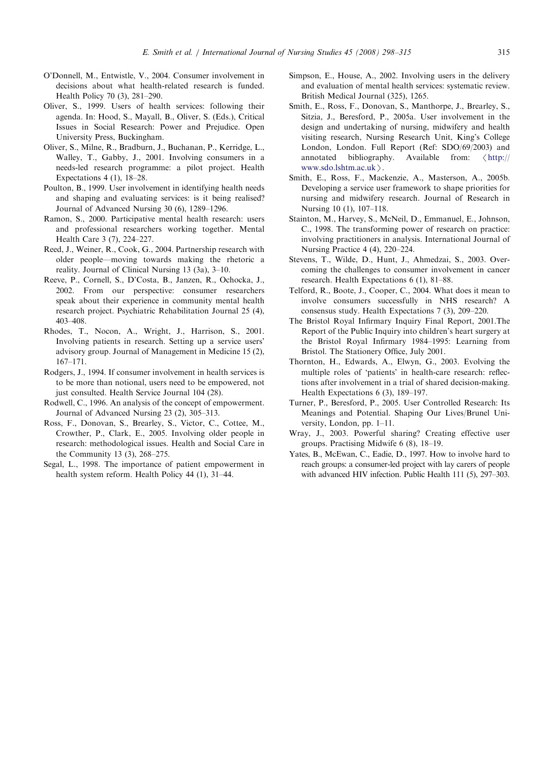O'Donnell, M., Entwistle, V., 2004. Consumer involvement in decisions about what health-related research is funded. Health Policy 70 (3), 281–290.

Oliver, S., 1999. Users of health services: following their agenda. In: Hood, S., Mayall, B., Oliver, S. (Eds.), Critical Issues in Social Research: Power and Prejudice. Open University Press, Buckingham.

Oliver, S., Milne, R., Bradburn, J., Buchanan, P., Kerridge, L., Walley, T., Gabby, J., 2001. Involving consumers in a needs-led research programme: a pilot project. Health Expectations 4 (1), 18–28.

Poulton, B., 1999. User involvement in identifying health needs and shaping and evaluating services: is it being realised? Journal of Advanced Nursing 30 (6), 1289–1296.

Ramon, S., 2000. Participative mental health research: users and professional researchers working together. Mental Health Care 3 (7), 224–227.

Reed, J., Weiner, R., Cook, G., 2004. Partnership research with older people—moving towards making the rhetoric a reality. Journal of Clinical Nursing 13 (3a), 3–10.

Reeve, P., Cornell, S., D'Costa, B., Janzen, R., Ochocka, J., 2002. From our perspective: consumer researchers speak about their experience in community mental health research project. Psychiatric Rehabilitation Journal 25 (4), 403–408.

Rhodes, T., Nocon, A., Wright, J., Harrison, S., 2001. Involving patients in research. Setting up a service users' advisory group. Journal of Management in Medicine 15 (2), 167–171.

Rodgers, J., 1994. If consumer involvement in health services is to be more than notional, users need to be empowered, not just consulted. Health Service Journal 104 (28).

Rodwell, C., 1996. An analysis of the concept of empowerment. Journal of Advanced Nursing 23 (2), 305–313.

Ross, F., Donovan, S., Brearley, S., Victor, C., Cottee, M., Crowther, P., Clark, E., 2005. Involving older people in research: methodological issues. Health and Social Care in the Community 13 (3), 268–275.

Segal, L., 1998. The importance of patient empowerment in health system reform. Health Policy 44 (1), 31–44.

Simpson, E., House, A., 2002. Involving users in the delivery and evaluation of mental health services: systematic review. British Medical Journal (325), 1265.

Smith, E., Ross, F., Donovan, S., Manthorpe, J., Brearley, S., Sitzia, J., Beresford, P., 2005a. User involvement in the design and undertaking of nursing, midwifery and health visiting research, Nursing Research Unit, King's College London, London. Full Report (Ref: SDO/69/2003) and annotated bibliography. Available from: ⟨http://www.sdo.lshtm.ac.uk⟩.

Smith, E., Ross, F., Mackenzie, A., Masterson, A., 2005b. Developing a service user framework to shape priorities for nursing and midwifery research. Journal of Research in Nursing 10 (1), 107–118.

Stainton, M., Harvey, S., McNeil, D., Emmanuel, E., Johnson, C., 1998. The transforming power of research on practice: involving practitioners in analysis. International Journal of Nursing Practice 4 (4), 220–224.

Stevens, T., Wilde, D., Hunt, J., Ahmedzai, S., 2003. Overcoming the challenges to consumer involvement in cancer research. Health Expectations 6 (1), 81–88.

Telford, R., Boote, J., Cooper, C., 2004. What does it mean to involve consumers successfully in NHS research? A consensus study. Health Expectations 7 (3), 209–220.

The Bristol Royal Infirmary Inquiry Final Report, 2001.The Report of the Public Inquiry into children's heart surgery at the Bristol Royal Infirmary 1984–1995: Learning from Bristol. The Stationery Office, July 2001.

Thornton, H., Edwards, A., Elwyn, G., 2003. Evolving the multiple roles of 'patients' in health-care research: reflections after involvement in a trial of shared decision-making. Health Expectations 6 (3), 189–197.

Turner, P., Beresford, P., 2005. User Controlled Research: Its Meanings and Potential. Shaping Our Lives/Brunel University, London, pp. 1–11.

Wray, J., 2003. Powerful sharing? Creating effective user groups. Practising Midwife 6 (8), 18–19.

Yates, B., McEwan, C., Eadie, D., 1997. How to involve hard to reach groups: a consumer-led project with lay carers of people with advanced HIV infection. Public Health 111 (5), 297–303.